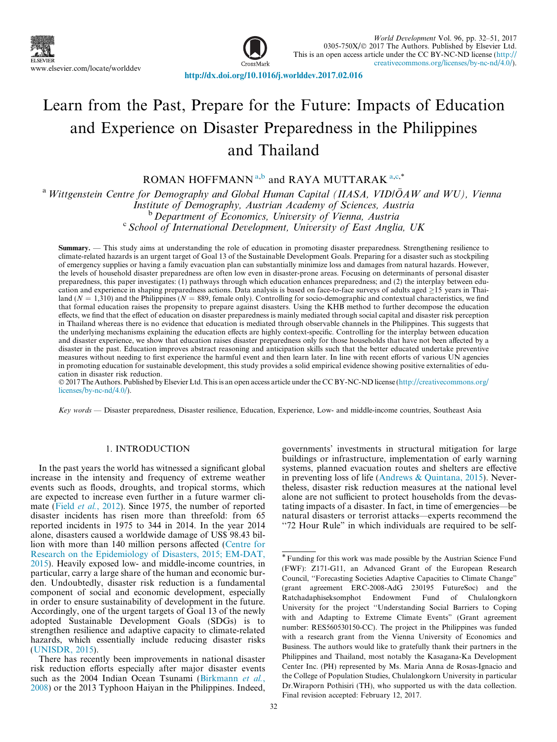# Learn from the Past, Prepare for the Future: Impacts of Education and Experience on Disaster Preparedness in the Philippines and Thailand

ROMAN HOFFMANN [a,b] and RAYA MUTTARAK [a,c,*]

[a] *Wittgenstein Centre for Demography and Global Human Capital (IIASA, VID/ÖAW and WU), Vienna Institute of Demography, Austrian Academy of Sciences, Austria*
[b] *Department of Economics, University of Vienna, Austria*
[c] *School of International Development, University of East Anglia, UK*

**Summary.** — This study aims at understanding the role of education in promoting disaster preparedness. Strengthening resilience to climate-related hazards is an urgent target of Goal 13 of the Sustainable Development Goals. Preparing for a disaster such as stockpiling of emergency supplies or having a family evacuation plan can substantially minimize loss and damages from natural hazards. However, the levels of household disaster preparedness are often low even in disaster-prone areas. Focusing on determinants of personal disaster preparedness, this paper investigates: (1) pathways through which education enhances preparedness; and (2) the interplay between education and experience in shaping preparedness actions. Data analysis is based on face-to-face surveys of adults aged ≥15 years in Thailand ($N = 1{,}310$) and the Philippines ($N = 889$, female only). Controlling for socio-demographic and contextual characteristics, we find that formal education raises the propensity to prepare against disasters. Using the KHB method to further decompose the education effects, we find that the effect of education on disaster preparedness is mainly mediated through social capital and disaster risk perception in Thailand whereas there is no evidence that education is mediated through observable channels in the Philippines. This suggests that the underlying mechanisms explaining the education effects are highly context-specific. Controlling for the interplay between education and disaster experience, we show that education raises disaster preparedness only for those households that have not been affected by a disaster in the past. Education improves abstract reasoning and anticipation skills such that the better educated undertake preventive measures without needing to first experience the harmful event and then learn later. In line with recent efforts of various UN agencies in promoting education for sustainable development, this study provides a solid empirical evidence showing positive externalities of education in disaster risk reduction.

© 2017 The Authors. Published by Elsevier Ltd. This is an open access article under the CC BY-NC-ND license (http://creativecommons.org/licenses/by-nc-nd/4.0/).

*Key words* — Disaster preparedness, Disaster resilience, Education, Experience, Low- and middle-income countries, Southeast Asia

## 1. INTRODUCTION

In the past years the world has witnessed a significant global increase in the intensity and frequency of extreme weather events such as floods, droughts, and tropical storms, which are expected to increase even further in a future warmer climate (Field *et al.*, 2012). Since 1975, the number of reported disaster incidents has risen more than threefold: from 65 reported incidents in 1975 to 344 in 2014. In the year 2014 alone, disasters caused a worldwide damage of US$ 98.43 billion with more than 140 million persons affected (Centre for Research on the Epidemiology of Disasters, 2015; EM-DAT, 2015). Heavily exposed low- and middle-income countries, in particular, carry a large share of the human and economic burden. Undoubtedly, disaster risk reduction is a fundamental component of social and economic development, especially in order to ensure sustainability of development in the future. Accordingly, one of the urgent targets of Goal 13 of the newly adopted Sustainable Development Goals (SDGs) is to strengthen resilience and adaptive capacity to climate-related hazards, which essentially include reducing disaster risks (UNISDR, 2015).

There has recently been improvements in national disaster risk reduction efforts especially after major disaster events such as the 2004 Indian Ocean Tsunami (Birkmann *et al.*, 2008) or the 2013 Typhoon Haiyan in the Philippines. Indeed, governments' investments in structural mitigation for large buildings or infrastructure, implementation of early warning systems, planned evacuation routes and shelters are effective in preventing loss of life (Andrews & Quintana, 2015). Nevertheless, disaster risk reduction measures at the national level alone are not sufficient to protect households from the devastating impacts of a disaster. In fact, in time of emergencies—be natural disasters or terrorist attacks—experts recommend the "72 Hour Rule" in which individuals are required to be self-

---

* Funding for this work was made possible by the Austrian Science Fund (FWF): Z171-G11, an Advanced Grant of the European Research Council, "Forecasting Societies Adaptive Capacities to Climate Change" (grant agreement ERC-2008-AdG 230195 FutureSoc) and the Ratchadaphiseksomphot Endowment Fund of Chulalongkorn University for the project "Understanding Social Barriers to Coping with and Adapting to Extreme Climate Events" (Grant agreement number: RES560530150-CC). The project in the Philippines was funded with a research grant from the Vienna University of Economics and Business. The authors would like to gratefully thank their partners in the Philippines and Thailand, most notably the Kasagana-Ka Development Center Inc. (PH) represented by Ms. Maria Anna de Rosas-Ignacio and the College of Population Studies, Chulalongkorn University in particular Dr.Wiraporn Pothisiri (TH), who supported us with the data collection. Final revision accepted: February 12, 2017.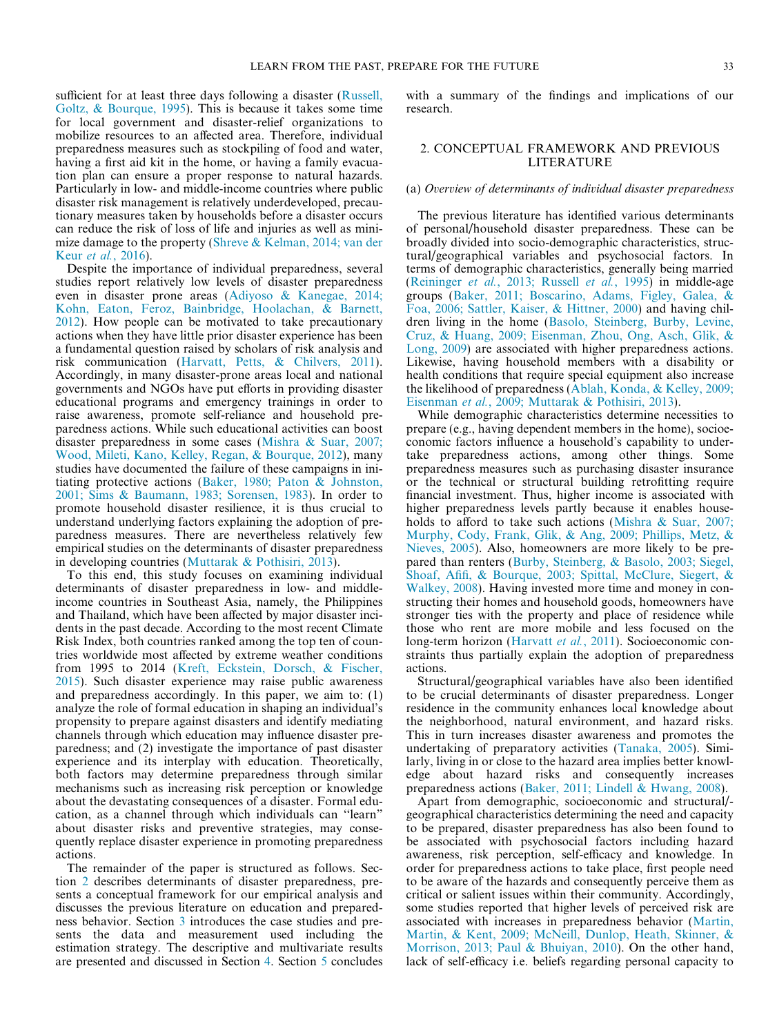sufficient for at least three days following a disaster (Russell, Goltz, & Bourque, 1995). This is because it takes some time for local government and disaster-relief organizations to mobilize resources to an affected area. Therefore, individual preparedness measures such as stockpiling of food and water, having a first aid kit in the home, or having a family evacuation plan can ensure a proper response to natural hazards. Particularly in low- and middle-income countries where public disaster risk management is relatively underdeveloped, precautionary measures taken by households before a disaster occurs can reduce the risk of loss of life and injuries as well as minimize damage to the property (Shreve & Kelman, 2014; van der Keur *et al.*, 2016).

Despite the importance of individual preparedness, several studies report relatively low levels of disaster preparedness even in disaster prone areas (Adiyoso & Kanegae, 2014; Kohn, Eaton, Feroz, Bainbridge, Hoolachan, & Barnett, 2012). How people can be motivated to take precautionary actions when they have little prior disaster experience has been a fundamental question raised by scholars of risk analysis and risk communication (Harvatt, Petts, & Chilvers, 2011). Accordingly, in many disaster-prone areas local and national governments and NGOs have put efforts in providing disaster educational programs and emergency trainings in order to raise awareness, promote self-reliance and household preparedness actions. While such educational activities can boost disaster preparedness in some cases (Mishra & Suar, 2007; Wood, Mileti, Kano, Kelley, Regan, & Bourque, 2012), many studies have documented the failure of these campaigns in initiating protective actions (Baker, 1980; Paton & Johnston, 2001; Sims & Baumann, 1983; Sorensen, 1983). In order to promote household disaster resilience, it is thus crucial to understand underlying factors explaining the adoption of preparedness measures. There are nevertheless relatively few empirical studies on the determinants of disaster preparedness in developing countries (Muttarak & Pothisiri, 2013).

To this end, this study focuses on examining individual determinants of disaster preparedness in low- and middle-income countries in Southeast Asia, namely, the Philippines and Thailand, which have been affected by major disaster incidents in the past decade. According to the most recent Climate Risk Index, both countries ranked among the top ten of countries worldwide most affected by extreme weather conditions from 1995 to 2014 (Kreft, Eckstein, Dorsch, & Fischer, 2015). Such disaster experience may raise public awareness and preparedness accordingly. In this paper, we aim to: (1) analyze the role of formal education in shaping an individual's propensity to prepare against disasters and identify mediating channels through which education may influence disaster preparedness; and (2) investigate the importance of past disaster experience and its interplay with education. Theoretically, both factors may determine preparedness through similar mechanisms such as increasing risk perception or knowledge about the devastating consequences of a disaster. Formal education, as a channel through which individuals can "learn" about disaster risks and preventive strategies, may consequently replace disaster experience in promoting preparedness actions.

The remainder of the paper is structured as follows. Section 2 describes determinants of disaster preparedness, presents a conceptual framework for our empirical analysis and discusses the previous literature on education and preparedness behavior. Section 3 introduces the case studies and presents the data and measurement used including the estimation strategy. The descriptive and multivariate results are presented and discussed in Section 4. Section 5 concludes with a summary of the findings and implications of our research.

## 2. CONCEPTUAL FRAMEWORK AND PREVIOUS LITERATURE

### (a) *Overview of determinants of individual disaster preparedness*

The previous literature has identified various determinants of personal/household disaster preparedness. These can be broadly divided into socio-demographic characteristics, structural/geographical variables and psychosocial factors. In terms of demographic characteristics, generally being married (Reininger *et al.*, 2013; Russell *et al.*, 1995) in middle-age groups (Baker, 2011; Boscarino, Adams, Figley, Galea, & Foa, 2006; Sattler, Kaiser, & Hittner, 2000) and having children living in the home (Basolo, Steinberg, Burby, Levine, Cruz, & Huang, 2009; Eisenman, Zhou, Ong, Asch, Glik, & Long, 2009) are associated with higher preparedness actions. Likewise, having household members with a disability or health conditions that require special equipment also increase the likelihood of preparedness (Ablah, Konda, & Kelley, 2009; Eisenman *et al.*, 2009; Muttarak & Pothisiri, 2013).

While demographic characteristics determine necessities to prepare (e.g., having dependent members in the home), socioeconomic factors influence a household's capability to undertake preparedness actions, among other things. Some preparedness measures such as purchasing disaster insurance or the technical or structural building retrofitting require financial investment. Thus, higher income is associated with higher preparedness levels partly because it enables households to afford to take such actions (Mishra & Suar, 2007; Murphy, Cody, Frank, Glik, & Ang, 2009; Phillips, Metz, & Nieves, 2005). Also, homeowners are more likely to be prepared than renters (Burby, Steinberg, & Basolo, 2003; Siegel, Shoaf, Afifi, & Bourque, 2003; Spittal, McClure, Siegert, & Walkey, 2008). Having invested more time and money in constructing their homes and household goods, homeowners have stronger ties with the property and place of residence while those who rent are more mobile and less focused on the long-term horizon (Harvatt *et al.*, 2011). Socioeconomic constraints thus partially explain the adoption of preparedness actions.

Structural/geographical variables have also been identified to be crucial determinants of disaster preparedness. Longer residence in the community enhances local knowledge about the neighborhood, natural environment, and hazard risks. This in turn increases disaster awareness and promotes the undertaking of preparatory activities (Tanaka, 2005). Similarly, living in or close to the hazard area implies better knowledge about hazard risks and consequently increases preparedness actions (Baker, 2011; Lindell & Hwang, 2008).

Apart from demographic, socioeconomic and structural/geographical characteristics determining the need and capacity to be prepared, disaster preparedness has also been found to be associated with psychosocial factors including hazard awareness, risk perception, self-efficacy and knowledge. In order for preparedness actions to take place, first people need to be aware of the hazards and consequently perceive them as critical or salient issues within their community. Accordingly, some studies reported that higher levels of perceived risk are associated with increases in preparedness behavior (Martin, Martin, & Kent, 2009; McNeill, Dunlop, Heath, Skinner, & Morrison, 2013; Paul & Bhuiyan, 2010). On the other hand, lack of self-efficacy i.e. beliefs regarding personal capacity to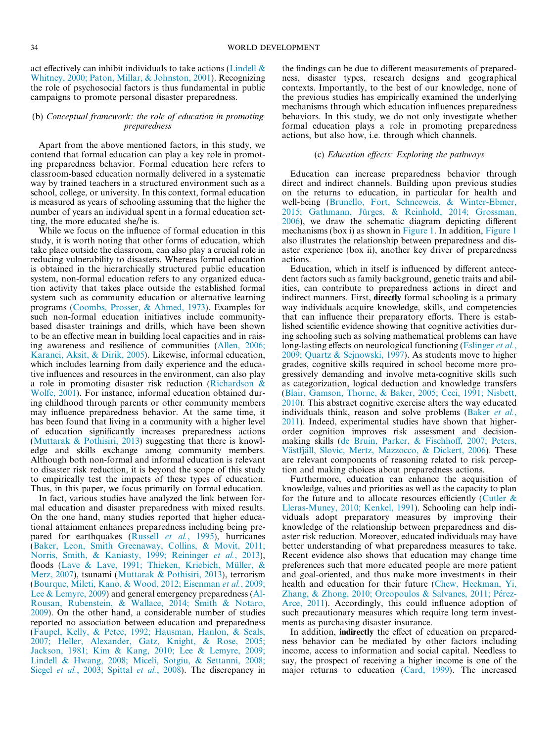act effectively can inhibit individuals to take actions (Lindell & Whitney, 2000; Paton, Millar, & Johnston, 2001). Recognizing the role of psychosocial factors is thus fundamental in public campaigns to promote personal disaster preparedness.

### (b) *Conceptual framework: the role of education in promoting preparedness*

Apart from the above mentioned factors, in this study, we contend that formal education can play a key role in promoting preparedness behavior. Formal education here refers to classroom-based education normally delivered in a systematic way by trained teachers in a structured environment such as a school, college, or university. In this context, formal education is measured as years of schooling assuming that the higher the number of years an individual spent in a formal education setting, the more educated she/he is.

While we focus on the influence of formal education in this study, it is worth noting that other forms of education, which take place outside the classroom, can also play a crucial role in reducing vulnerability to disasters. Whereas formal education is obtained in the hierarchically structured public education system, non-formal education refers to any organized education activity that takes place outside the established formal system such as community education or alternative learning programs (Coombs, Prosser, & Ahmed, 1973). Examples for such non-formal education initiatives include community-based disaster trainings and drills, which have been shown to be an effective mean in building local capacities and in raising awareness and resilience of communities (Allen, 2006; Karanci, Aksit, & Dirik, 2005). Likewise, informal education, which includes learning from daily experience and the educative influences and resources in the environment, can also play a role in promoting disaster risk reduction (Richardson & Wolfe, 2001). For instance, informal education obtained during childhood through parents or other community members may influence preparedness behavior. At the same time, it has been found that living in a community with a higher level of education significantly increases preparedness actions (Muttarak & Pothisiri, 2013) suggesting that there is knowledge and skills exchange among community members. Although both non-formal and informal education is relevant to disaster risk reduction, it is beyond the scope of this study to empirically test the impacts of these types of education. Thus, in this paper, we focus primarily on formal education.

In fact, various studies have analyzed the link between formal education and disaster preparedness with mixed results. On the one hand, many studies reported that higher educational attainment enhances preparedness including being prepared for earthquakes (Russell *et al.*, 1995), hurricanes (Baker, Leon, Smith Greenaway, Collins, & Movit, 2011; Norris, Smith, & Kaniasty, 1999; Reininger *et al.*, 2013), floods (Lave & Lave, 1991; Thieken, Kriebich, Müller, & Merz, 2007), tsunami (Muttarak & Pothisiri, 2013), terrorism (Bourque, Mileti, Kano, & Wood, 2012; Eisenman *et al.*, 2009; Lee & Lemyre, 2009) and general emergency preparedness (Al-Rousan, Rubenstein, & Wallace, 2014; Smith & Notaro, 2009). On the other hand, a considerable number of studies reported no association between education and preparedness (Faupel, Kelly, & Petee, 1992; Hausman, Hanlon, & Seals, 2007; Heller, Alexander, Gatz, Knight, & Rose, 2005; Jackson, 1981; Kim & Kang, 2010; Lee & Lemyre, 2009; Lindell & Hwang, 2008; Miceli, Sotgiu, & Settanni, 2008; Siegel *et al.*, 2003; Spittal *et al.*, 2008). The discrepancy in the findings can be due to different measurements of preparedness, disaster types, research designs and geographical contexts. Importantly, to the best of our knowledge, none of the previous studies has empirically examined the underlying mechanisms through which education influences preparedness behaviors. In this study, we do not only investigate whether formal education plays a role in promoting preparedness actions, but also how, i.e. through which channels.

### (c) *Education effects: Exploring the pathways*

Education can increase preparedness behavior through direct and indirect channels. Building upon previous studies on the returns to education, in particular for health and well-being (Brunello, Fort, Schneeweis, & Winter-Ebmer, 2015; Gathmann, Jürges, & Reinhold, 2014; Grossman, 2006), we draw the schematic diagram depicting different mechanisms (box i) as shown in Figure 1. In addition, Figure 1 also illustrates the relationship between preparedness and disaster experience (box ii), another key driver of preparedness actions.

Education, which in itself is influenced by different antecedent factors such as family background, genetic traits and abilities, can contribute to preparedness actions in direct and indirect manners. First, **directly** formal schooling is a primary way individuals acquire knowledge, skills, and competencies that can influence their preparatory efforts. There is established scientific evidence showing that cognitive activities during schooling such as solving mathematical problems can have long-lasting effects on neurological functioning (Eslinger *et al.*, 2009; Quartz & Sejnowski, 1997). As students move to higher grades, cognitive skills required in school become more progressively demanding and involve meta-cognitive skills such as categorization, logical deduction and knowledge transfers (Blair, Gamson, Thorne, & Baker, 2005; Ceci, 1991; Nisbett, 2010). This abstract cognitive exercise alters the way educated individuals think, reason and solve problems (Baker *et al.*, 2011). Indeed, experimental studies have shown that higher-order cognition improves risk assessment and decision-making skills (de Bruin, Parker, & Fischhoff, 2007; Peters, Västfjäll, Slovic, Mertz, Mazzocco, & Dickert, 2006). These are relevant components of reasoning related to risk perception and making choices about preparedness actions.

Furthermore, education can enhance the acquisition of knowledge, values and priorities as well as the capacity to plan for the future and to allocate resources efficiently (Cutler & Lleras-Muney, 2010; Kenkel, 1991). Schooling can help individuals adopt preparatory measures by improving their knowledge of the relationship between preparedness and disaster risk reduction. Moreover, educated individuals may have better understanding of what preparedness measures to take. Recent evidence also shows that education may change time preferences such that more educated people are more patient and goal-oriented, and thus make more investments in their health and education for their future (Chew, Heckman, Yi, Zhang, & Zhong, 2010; Oreopoulos & Salvanes, 2011; Pérez-Arce, 2011). Accordingly, this could influence adoption of such precautionary measures which require long term investments as purchasing disaster insurance.

In addition, **indirectly** the effect of education on preparedness behavior can be mediated by other factors including income, access to information and social capital. Needless to say, the prospect of receiving a higher income is one of the major returns to education (Card, 1999). The increased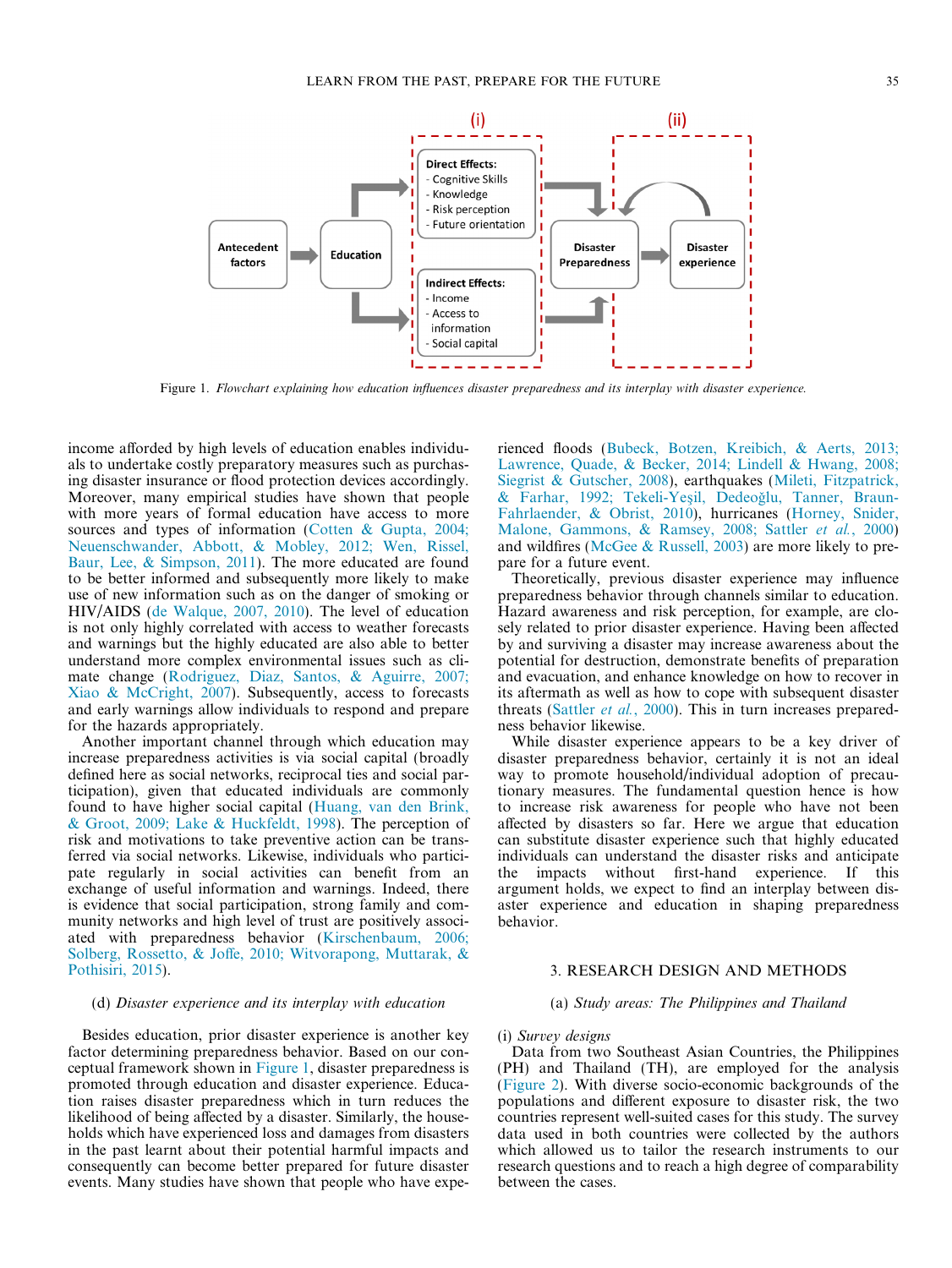Figure 1. *Flowchart explaining how education influences disaster preparedness and its interplay with disaster experience.*

income afforded by high levels of education enables individuals to undertake costly preparatory measures such as purchasing disaster insurance or flood protection devices accordingly. Moreover, many empirical studies have shown that people with more years of formal education have access to more sources and types of information (Cotten & Gupta, 2004; Neuenschwander, Abbott, & Mobley, 2012; Wen, Rissel, Baur, Lee, & Simpson, 2011). The more educated are found to be better informed and subsequently more likely to make use of new information such as on the danger of smoking or HIV/AIDS (de Walque, 2007, 2010). The level of education is not only highly correlated with access to weather forecasts and warnings but the highly educated are also able to better understand more complex environmental issues such as climate change (Rodriguez, Diaz, Santos, & Aguirre, 2007; Xiao & McCright, 2007). Subsequently, access to forecasts and early warnings allow individuals to respond and prepare for the hazards appropriately.

Another important channel through which education may increase preparedness activities is via social capital (broadly defined here as social networks, reciprocal ties and social participation), given that educated individuals are commonly found to have higher social capital (Huang, van den Brink, & Groot, 2009; Lake & Huckfeldt, 1998). The perception of risk and motivations to take preventive action can be transferred via social networks. Likewise, individuals who participate regularly in social activities can benefit from an exchange of useful information and warnings. Indeed, there is evidence that social participation, strong family and community networks and high level of trust are positively associated with preparedness behavior (Kirschenbaum, 2006; Solberg, Rossetto, & Joffe, 2010; Witvorapong, Muttarak, & Pothisiri, 2015).

### (d) *Disaster experience and its interplay with education*

Besides education, prior disaster experience is another key factor determining preparedness behavior. Based on our conceptual framework shown in Figure 1, disaster preparedness is promoted through education and disaster experience. Education raises disaster preparedness which in turn reduces the likelihood of being affected by a disaster. Similarly, the households which have experienced loss and damages from disasters in the past learnt about their potential harmful impacts and consequently can become better prepared for future disaster events. Many studies have shown that people who have experienced floods (Bubeck, Botzen, Kreibich, & Aerts, 2013; Lawrence, Quade, & Becker, 2014; Lindell & Hwang, 2008; Siegrist & Gutscher, 2008), earthquakes (Mileti, Fitzpatrick, & Farhar, 1992; Tekeli-Yeşil, Dedeoğlu, Tanner, Braun-Fahrlaender, & Obrist, 2010), hurricanes (Horney, Snider, Malone, Gammons, & Ramsey, 2008; Sattler *et al.*, 2000) and wildfires (McGee & Russell, 2003) are more likely to prepare for a future event.

Theoretically, previous disaster experience may influence preparedness behavior through channels similar to education. Hazard awareness and risk perception, for example, are closely related to prior disaster experience. Having been affected by and surviving a disaster may increase awareness about the potential for destruction, demonstrate benefits of preparation and evacuation, and enhance knowledge on how to recover in its aftermath as well as how to cope with subsequent disaster threats (Sattler *et al.*, 2000). This in turn increases preparedness behavior likewise.

While disaster experience appears to be a key driver of disaster preparedness behavior, certainly it is not an ideal way to promote household/individual adoption of precautionary measures. The fundamental question hence is how to increase risk awareness for people who have not been affected by disasters so far. Here we argue that education can substitute disaster experience such that highly educated individuals can understand the disaster risks and anticipate the impacts without first-hand experience. If this argument holds, we expect to find an interplay between disaster experience and education in shaping preparedness behavior.

## 3. RESEARCH DESIGN AND METHODS

### (a) *Study areas: The Philippines and Thailand*

#### (i) *Survey designs*

Data from two Southeast Asian Countries, the Philippines (PH) and Thailand (TH), are employed for the analysis (Figure 2). With diverse socio-economic backgrounds of the populations and different exposure to disaster risk, the two countries represent well-suited cases for this study. The survey data used in both countries were collected by the authors which allowed us to tailor the research instruments to our research questions and to reach a high degree of comparability between the cases.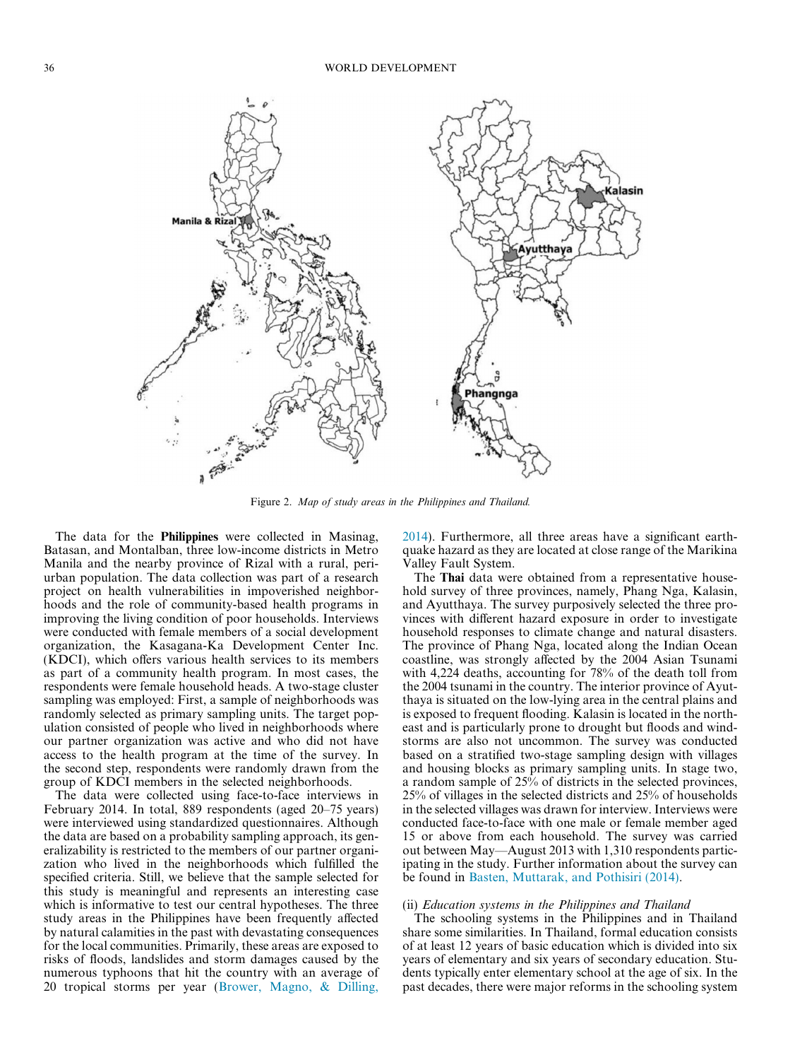Manila & Rizal

Kalasin

Ayutthaya

Phangnga

Figure 2. *Map of study areas in the Philippines and Thailand.*

The data for the **Philippines** were collected in Masinag, Batasan, and Montalban, three low-income districts in Metro Manila and the nearby province of Rizal with a rural, peri-urban population. The data collection was part of a research project on health vulnerabilities in impoverished neighborhoods and the role of community-based health programs in improving the living condition of poor households. Interviews were conducted with female members of a social development organization, the Kasagana-Ka Development Center Inc. (KDCI), which offers various health services to its members as part of a community health program. In most cases, the respondents were female household heads. A two-stage cluster sampling was employed: First, a sample of neighborhoods was randomly selected as primary sampling units. The target population consisted of people who lived in neighborhoods where our partner organization was active and who did not have access to the health program at the time of the survey. In the second step, respondents were randomly drawn from the group of KDCI members in the selected neighborhoods.

The data were collected using face-to-face interviews in February 2014. In total, 889 respondents (aged 20–75 years) were interviewed using standardized questionnaires. Although the data are based on a probability sampling approach, its generalizability is restricted to the members of our partner organization who lived in the neighborhoods which fulfilled the specified criteria. Still, we believe that the sample selected for this study is meaningful and represents an interesting case which is informative to test our central hypotheses. The three study areas in the Philippines have been frequently affected by natural calamities in the past with devastating consequences for the local communities. Primarily, these areas are exposed to risks of floods, landslides and storm damages caused by the numerous typhoons that hit the country with an average of 20 tropical storms per year (Brower, Magno, & Dilling, 2014). Furthermore, all three areas have a significant earthquake hazard as they are located at close range of the Marikina Valley Fault System.

The **Thai** data were obtained from a representative household survey of three provinces, namely, Phang Nga, Kalasin, and Ayutthaya. The survey purposively selected the three provinces with different hazard exposure in order to investigate household responses to climate change and natural disasters. The province of Phang Nga, located along the Indian Ocean coastline, was strongly affected by the 2004 Asian Tsunami with 4,224 deaths, accounting for 78% of the death toll from the 2004 tsunami in the country. The interior province of Ayutthaya is situated on the low-lying area in the central plains and is exposed to frequent flooding. Kalasin is located in the northeast and is particularly prone to drought but floods and windstorms are also not uncommon. The survey was conducted based on a stratified two-stage sampling design with villages and housing blocks as primary sampling units. In stage two, a random sample of 25% of districts in the selected provinces, 25% of villages in the selected districts and 25% of households in the selected villages was drawn for interview. Interviews were conducted face-to-face with one male or female member aged 15 or above from each household. The survey was carried out between May—August 2013 with 1,310 respondents participating in the study. Further information about the survey can be found in Basten, Muttarak, and Pothisiri (2014).

(ii) *Education systems in the Philippines and Thailand*

The schooling systems in the Philippines and in Thailand share some similarities. In Thailand, formal education consists of at least 12 years of basic education which is divided into six years of elementary and six years of secondary education. Students typically enter elementary school at the age of six. In the past decades, there were major reforms in the schooling system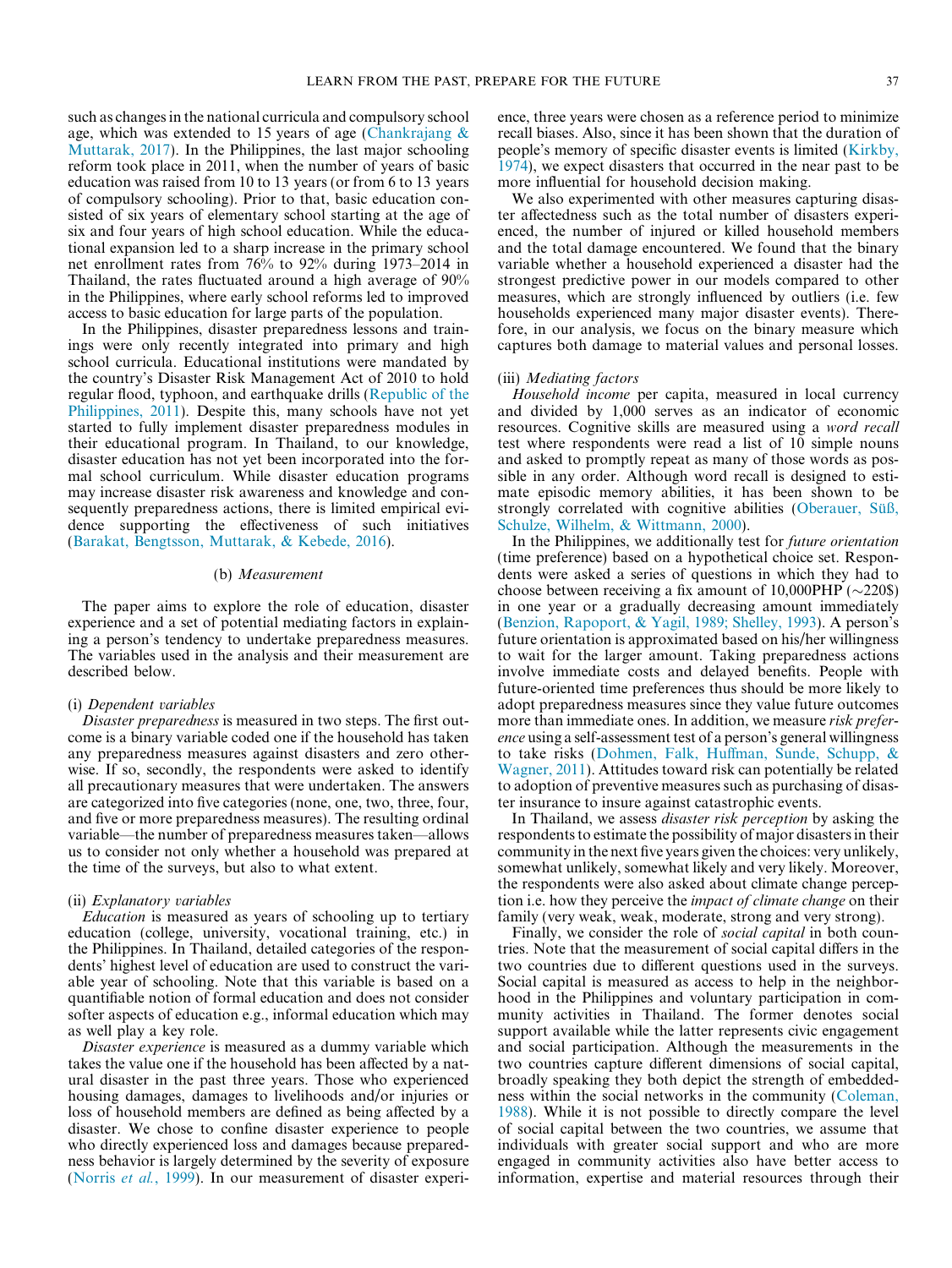such as changes in the national curricula and compulsory school age, which was extended to 15 years of age (Chankrajang & Muttarak, 2017). In the Philippines, the last major schooling reform took place in 2011, when the number of years of basic education was raised from 10 to 13 years (or from 6 to 13 years of compulsory schooling). Prior to that, basic education consisted of six years of elementary school starting at the age of six and four years of high school education. While the educational expansion led to a sharp increase in the primary school net enrollment rates from 76% to 92% during 1973–2014 in Thailand, the rates fluctuated around a high average of 90% in the Philippines, where early school reforms led to improved access to basic education for large parts of the population.

In the Philippines, disaster preparedness lessons and trainings were only recently integrated into primary and high school curricula. Educational institutions were mandated by the country's Disaster Risk Management Act of 2010 to hold regular flood, typhoon, and earthquake drills (Republic of the Philippines, 2011). Despite this, many schools have not yet started to fully implement disaster preparedness modules in their educational program. In Thailand, to our knowledge, disaster education has not yet been incorporated into the formal school curriculum. While disaster education programs may increase disaster risk awareness and knowledge and consequently preparedness actions, there is limited empirical evidence supporting the effectiveness of such initiatives (Barakat, Bengtsson, Muttarak, & Kebede, 2016).

### (b) *Measurement*

The paper aims to explore the role of education, disaster experience and a set of potential mediating factors in explaining a person's tendency to undertake preparedness measures. The variables used in the analysis and their measurement are described below.

#### (i) *Dependent variables*

*Disaster preparedness* is measured in two steps. The first outcome is a binary variable coded one if the household has taken any preparedness measures against disasters and zero otherwise. If so, secondly, the respondents were asked to identify all precautionary measures that were undertaken. The answers are categorized into five categories (none, one, two, three, four, and five or more preparedness measures). The resulting ordinal variable—the number of preparedness measures taken—allows us to consider not only whether a household was prepared at the time of the surveys, but also to what extent.

#### (ii) *Explanatory variables*

*Education* is measured as years of schooling up to tertiary education (college, university, vocational training, etc.) in the Philippines. In Thailand, detailed categories of the respondents' highest level of education are used to construct the variable year of schooling. Note that this variable is based on a quantifiable notion of formal education and does not consider softer aspects of education e.g., informal education which may as well play a key role.

*Disaster experience* is measured as a dummy variable which takes the value one if the household has been affected by a natural disaster in the past three years. Those who experienced housing damages, damages to livelihoods and/or injuries or loss of household members are defined as being affected by a disaster. We chose to confine disaster experience to people who directly experienced loss and damages because preparedness behavior is largely determined by the severity of exposure (Norris *et al.*, 1999). In our measurement of disaster experience, three years were chosen as a reference period to minimize recall biases. Also, since it has been shown that the duration of people's memory of specific disaster events is limited (Kirkby, 1974), we expect disasters that occurred in the near past to be more influential for household decision making.

We also experimented with other measures capturing disaster affectedness such as the total number of disasters experienced, the number of injured or killed household members and the total damage encountered. We found that the binary variable whether a household experienced a disaster had the strongest predictive power in our models compared to other measures, which are strongly influenced by outliers (i.e. few households experienced many major disaster events). Therefore, in our analysis, we focus on the binary measure which captures both damage to material values and personal losses.

#### (iii) *Mediating factors*

*Household income* per capita, measured in local currency and divided by 1,000 serves as an indicator of economic resources. Cognitive skills are measured using a *word recall* test where respondents were read a list of 10 simple nouns and asked to promptly repeat as many of those words as possible in any order. Although word recall is designed to estimate episodic memory abilities, it has been shown to be strongly correlated with cognitive abilities (Oberauer, Süß, Schulze, Wilhelm, & Wittmann, 2000).

In the Philippines, we additionally test for *future orientation* (time preference) based on a hypothetical choice set. Respondents were asked a series of questions in which they had to choose between receiving a fix amount of 10,000PHP (~220$) in one year or a gradually decreasing amount immediately (Benzion, Rapoport, & Yagil, 1989; Shelley, 1993). A person's future orientation is approximated based on his/her willingness to wait for the larger amount. Taking preparedness actions involve immediate costs and delayed benefits. People with future-oriented time preferences thus should be more likely to adopt preparedness measures since they value future outcomes more than immediate ones. In addition, we measure *risk preference* using a self-assessment test of a person's general willingness to take risks (Dohmen, Falk, Huffman, Sunde, Schupp, & Wagner, 2011). Attitudes toward risk can potentially be related to adoption of preventive measures such as purchasing of disaster insurance to insure against catastrophic events.

In Thailand, we assess *disaster risk perception* by asking the respondents to estimate the possibility of major disasters in their community in the next five years given the choices: very unlikely, somewhat unlikely, somewhat likely and very likely. Moreover, the respondents were also asked about climate change perception i.e. how they perceive the *impact of climate change* on their family (very weak, weak, moderate, strong and very strong).

Finally, we consider the role of *social capital* in both countries. Note that the measurement of social capital differs in the two countries due to different questions used in the surveys. Social capital is measured as access to help in the neighborhood in the Philippines and voluntary participation in community activities in Thailand. The former denotes social support available while the latter represents civic engagement and social participation. Although the measurements in the two countries capture different dimensions of social capital, broadly speaking they both depict the strength of embeddedness within the social networks in the community (Coleman, 1988). While it is not possible to directly compare the level of social capital between the two countries, we assume that individuals with greater social support and who are more engaged in community activities also have better access to information, expertise and material resources through their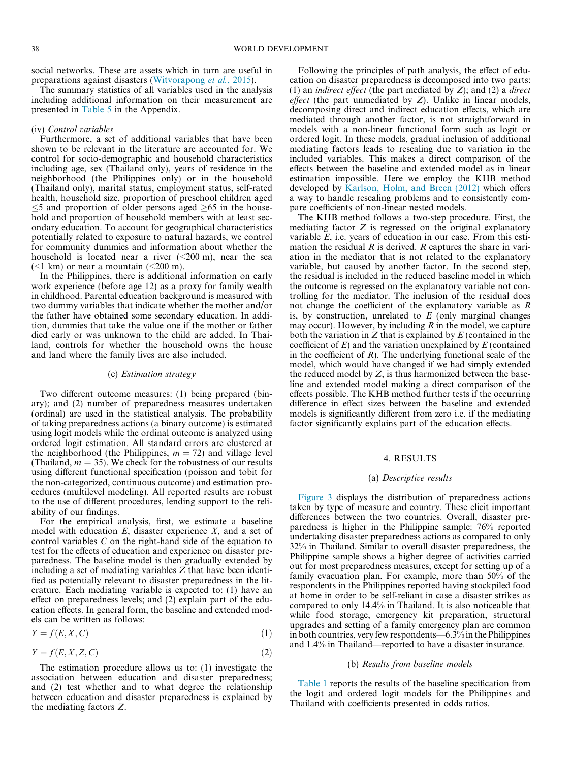social networks. These are assets which in turn are useful in preparations against disasters (Witvorapong *et al.*, 2015).

The summary statistics of all variables used in the analysis including additional information on their measurement are presented in Table 5 in the Appendix.

(iv) *Control variables*

Furthermore, a set of additional variables that have been shown to be relevant in the literature are accounted for. We control for socio-demographic and household characteristics including age, sex (Thailand only), years of residence in the neighborhood (the Philippines only) or in the household (Thailand only), marital status, employment status, self-rated health, household size, proportion of preschool children aged $\leq 5$ and proportion of older persons aged $\geq 65$ in the household and proportion of household members with at least secondary education. To account for geographical characteristics potentially related to exposure to natural hazards, we control for community dummies and information about whether the household is located near a river (<200 m), near the sea (<1 km) or near a mountain (<200 m).

In the Philippines, there is additional information on early work experience (before age 12) as a proxy for family wealth in childhood. Parental education background is measured with two dummy variables that indicate whether the mother and/or the father have obtained some secondary education. In addition, dummies that take the value one if the mother or father died early or was unknown to the child are added. In Thailand, controls for whether the household owns the house and land where the family lives are also included.

### (c) *Estimation strategy*

Two different outcome measures: (1) being prepared (binary); and (2) number of preparedness measures undertaken (ordinal) are used in the statistical analysis. The probability of taking preparedness actions (a binary outcome) is estimated using logit models while the ordinal outcome is analyzed using ordered logit estimation. All standard errors are clustered at the neighborhood (the Philippines, $m = 72$) and village level (Thailand, $m = 35$). We check for the robustness of our results using different functional specification (poisson and tobit for the non-categorized, continuous outcome) and estimation procedures (multilevel modeling). All reported results are robust to the use of different procedures, lending support to the reliability of our findings.

For the empirical analysis, first, we estimate a baseline model with education $E$, disaster experience $X$, and a set of control variables $C$ on the right-hand side of the equation to test for the effects of education and experience on disaster preparedness. The baseline model is then gradually extended by including a set of mediating variables $Z$ that have been identified as potentially relevant to disaster preparedness in the literature. Each mediating variable is expected to: (1) have an effect on preparedness levels; and (2) explain part of the education effects. In general form, the baseline and extended models can be written as follows:

$$Y = f(E, X, C) \tag{1}$$

$$Y = f(E, X, Z, C) \tag{2}$$

The estimation procedure allows us to: (1) investigate the association between education and disaster preparedness; and (2) test whether and to what degree the relationship between education and disaster preparedness is explained by the mediating factors $Z$.

Following the principles of path analysis, the effect of education on disaster preparedness is decomposed into two parts: (1) an *indirect effect* (the part mediated by $Z$); and (2) a *direct effect* (the part unmediated by $Z$). Unlike in linear models, decomposing direct and indirect education effects, which are mediated through another factor, is not straightforward in models with a non-linear functional form such as logit or ordered logit. In these models, gradual inclusion of additional mediating factors leads to rescaling due to variation in the included variables. This makes a direct comparison of the effects between the baseline and extended model as in linear estimation impossible. Here we employ the KHB method developed by Karlson, Holm, and Breen (2012) which offers a way to handle rescaling problems and to consistently compare coefficients of non-linear nested models.

The KHB method follows a two-step procedure. First, the mediating factor $Z$ is regressed on the original explanatory variable $E$, i.e. years of education in our case. From this estimation the residual $R$ is derived. $R$ captures the share in variation in the mediator that is not related to the explanatory variable, but caused by another factor. In the second step, the residual is included in the reduced baseline model in which the outcome is regressed on the explanatory variable not controlling for the mediator. The inclusion of the residual does not change the coefficient of the explanatory variable as $R$ is, by construction, unrelated to $E$ (only marginal changes may occur). However, by including $R$ in the model, we capture both the variation in $Z$ that is explained by $E$ (contained in the coefficient of $E$) and the variation unexplained by $E$ (contained in the coefficient of $R$). The underlying functional scale of the model, which would have changed if we had simply extended the reduced model by $Z$, is thus harmonized between the baseline and extended model making a direct comparison of the effects possible. The KHB method further tests if the occurring difference in effect sizes between the baseline and extended models is significantly different from zero i.e. if the mediating factor significantly explains part of the education effects.

## 4. RESULTS

### (a) *Descriptive results*

Figure 3 displays the distribution of preparedness actions taken by type of measure and country. These elicit important differences between the two countries. Overall, disaster preparedness is higher in the Philippine sample: 76% reported undertaking disaster preparedness actions as compared to only 32% in Thailand. Similar to overall disaster preparedness, the Philippine sample shows a higher degree of activities carried out for most preparedness measures, except for setting up of a family evacuation plan. For example, more than 50% of the respondents in the Philippines reported having stockpiled food at home in order to be self-reliant in case a disaster strikes as compared to only 14.4% in Thailand. It is also noticeable that while food storage, emergency kit preparation, structural upgrades and setting of a family emergency plan are common in both countries, very few respondents—6.3% in the Philippines and 1.4% in Thailand—reported to have a disaster insurance.

### (b) *Results from baseline models*

Table 1 reports the results of the baseline specification from the logit and ordered logit models for the Philippines and Thailand with coefficients presented in odds ratios.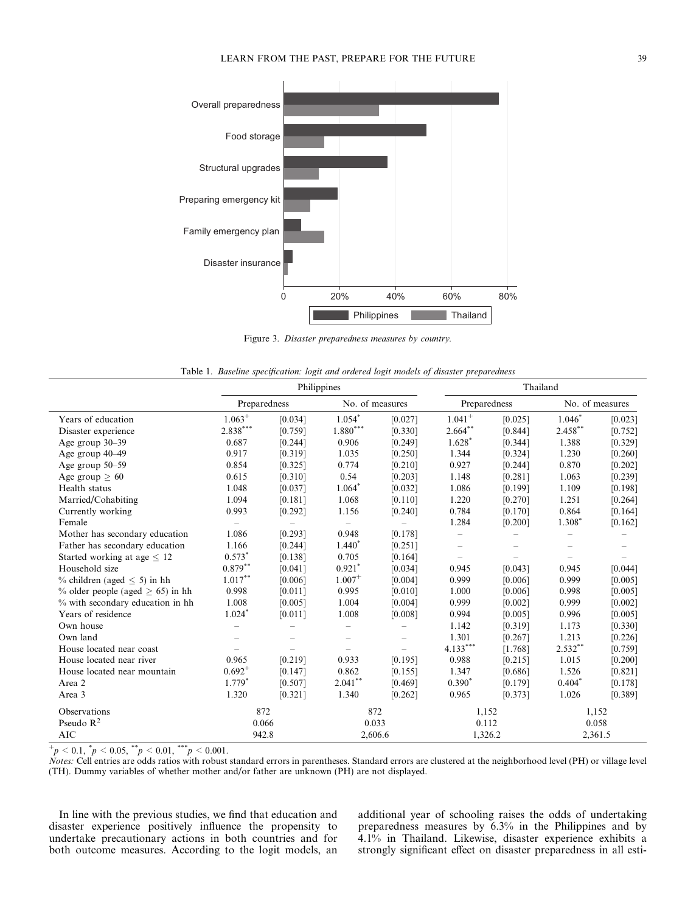Figure 3. *Disaster preparedness measures by country.*

Table 1. *Baseline specification: logit and ordered logit models of disaster preparedness*

| | Philippines | | | | Thailand | | | |
|---|---|---|---|---|---|---|---|---|
| | Preparedness | | No. of measures | | Preparedness | | No. of measures | |
| Years of education | $1.063^{+}$ | [0.034] | $1.054^{*}$ | [0.027] | $1.041^{+}$ | [0.025] | $1.046^{*}$ | [0.023] |
| Disaster experience | $2.838^{***}$ | [0.759] | $1.880^{***}$ | [0.330] | $2.664^{**}$ | [0.844] | $2.458^{**}$ | [0.752] |
| Age group 30–39 | 0.687 | [0.244] | 0.906 | [0.249] | $1.628^{*}$ | [0.344] | 1.388 | [0.329] |
| Age group 40–49 | 0.917 | [0.319] | 1.035 | [0.250] | 1.344 | [0.324] | 1.230 | [0.260] |
| Age group 50–59 | 0.854 | [0.325] | 0.774 | [0.210] | 0.927 | [0.244] | 0.870 | [0.202] |
| Age group $\geq$ 60 | 0.615 | [0.310] | 0.54 | [0.203] | 1.148 | [0.281] | 1.063 | [0.239] |
| Health status | 1.048 | [0.037] | $1.064^{*}$ | [0.032] | 1.086 | [0.199] | 1.109 | [0.198] |
| Married/Cohabiting | 1.094 | [0.181] | 1.068 | [0.110] | 1.220 | [0.270] | 1.251 | [0.264] |
| Currently working | 0.993 | [0.292] | 1.156 | [0.240] | 0.784 | [0.170] | 0.864 | [0.164] |
| Female | – | – | – | – | 1.284 | [0.200] | $1.308^{*}$ | [0.162] |
| Mother has secondary education | 1.086 | [0.293] | 0.948 | [0.178] | – | – | – | – |
| Father has secondary education | 1.166 | [0.244] | $1.440^{*}$ | [0.251] | – | – | – | – |
| Started working at age $\leq$ 12 | $0.573^{*}$ | [0.138] | 0.705 | [0.164] | – | – | – | – |
| Household size | $0.879^{**}$ | [0.041] | $0.921^{*}$ | [0.034] | 0.945 | [0.043] | 0.945 | [0.044] |
| % children (aged $\leq$ 5) in hh | $1.017^{**}$ | [0.006] | $1.007^{+}$ | [0.004] | 0.999 | [0.006] | 0.999 | [0.005] |
| % older people (aged $\geq$ 65) in hh | 0.998 | [0.011] | 0.995 | [0.010] | 1.000 | [0.006] | 0.998 | [0.005] |
| % with secondary education in hh | 1.008 | [0.005] | 1.004 | [0.004] | 0.999 | [0.002] | 0.999 | [0.002] |
| Years of residence | $1.024^{*}$ | [0.011] | 1.008 | [0.008] | 0.994 | [0.005] | 0.996 | [0.005] |
| Own house | – | – | – | – | 1.142 | [0.319] | 1.173 | [0.330] |
| Own land | – | – | – | – | 1.301 | [0.267] | 1.213 | [0.226] |
| House located near coast | – | – | – | – | $4.133^{***}$ | [1.768] | $2.532^{**}$ | [0.759] |
| House located near river | 0.965 | [0.219] | 0.933 | [0.195] | 0.988 | [0.215] | 1.015 | [0.200] |
| House located near mountain | $0.692^{+}$ | [0.147] | 0.862 | [0.155] | 1.347 | [0.686] | 1.526 | [0.821] |
| Area 2 | $1.779^{*}$ | [0.507] | $2.041^{**}$ | [0.469] | $0.390^{*}$ | [0.179] | $0.404^{*}$ | [0.178] |
| Area 3 | 1.320 | [0.321] | 1.340 | [0.262] | 0.965 | [0.373] | 1.026 | [0.389] |
| Observations | 872 | | 872 | | 1,152 | | 1,152 | |
| Pseudo $R^2$ | 0.066 | | 0.033 | | 0.112 | | 0.058 | |
| AIC | 942.8 | | 2,606.6 | | 1,326.2 | | 2,361.5 | |

$^{+}p < 0.1$, $^{*}p < 0.05$, $^{**}p < 0.01$, $^{***}p < 0.001$.

*Notes:* Cell entries are odds ratios with robust standard errors in parentheses. Standard errors are clustered at the neighborhood level (PH) or village level (TH). Dummy variables of whether mother and/or father are unknown (PH) are not displayed.

In line with the previous studies, we find that education and disaster experience positively influence the propensity to undertake precautionary actions in both countries and for both outcome measures. According to the logit models, an additional year of schooling raises the odds of undertaking preparedness measures by 6.3% in the Philippines and by 4.1% in Thailand. Likewise, disaster experience exhibits a strongly significant effect on disaster preparedness in all esti-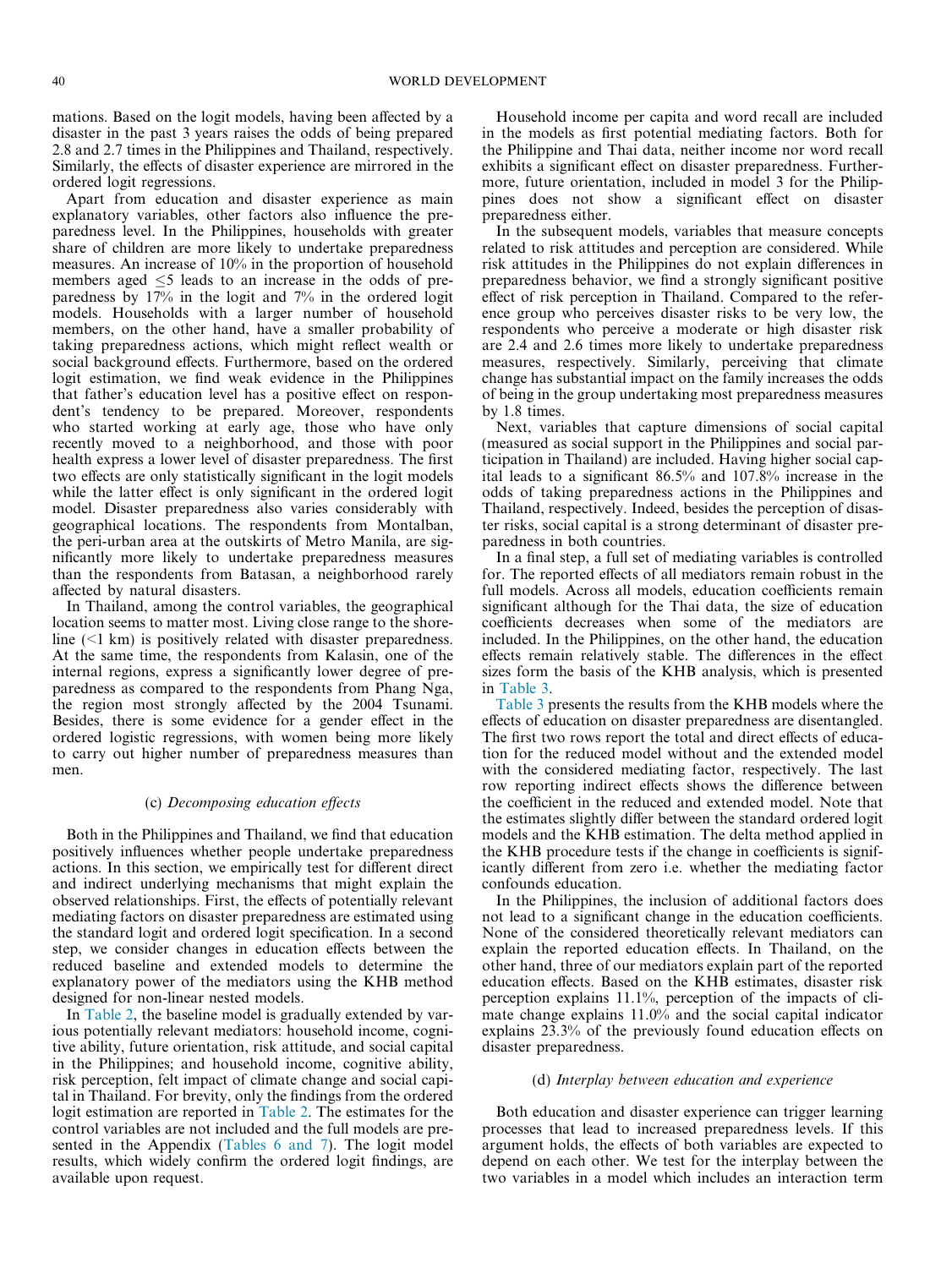mations. Based on the logit models, having been affected by a disaster in the past 3 years raises the odds of being prepared 2.8 and 2.7 times in the Philippines and Thailand, respectively. Similarly, the effects of disaster experience are mirrored in the ordered logit regressions.

Apart from education and disaster experience as main explanatory variables, other factors also influence the preparedness level. In the Philippines, households with greater share of children are more likely to undertake preparedness measures. An increase of 10% in the proportion of household members aged $\leq 5$ leads to an increase in the odds of preparedness by 17% in the logit and 7% in the ordered logit models. Households with a larger number of household members, on the other hand, have a smaller probability of taking preparedness actions, which might reflect wealth or social background effects. Furthermore, based on the ordered logit estimation, we find weak evidence in the Philippines that father's education level has a positive effect on respondent's tendency to be prepared. Moreover, respondents who started working at early age, those who have only recently moved to a neighborhood, and those with poor health express a lower level of disaster preparedness. The first two effects are only statistically significant in the logit models while the latter effect is only significant in the ordered logit model. Disaster preparedness also varies considerably with geographical locations. The respondents from Montalban, the peri-urban area at the outskirts of Metro Manila, are significantly more likely to undertake preparedness measures than the respondents from Batasan, a neighborhood rarely affected by natural disasters.

In Thailand, among the control variables, the geographical location seems to matter most. Living close range to the shoreline (<1 km) is positively related with disaster preparedness. At the same time, the respondents from Kalasin, one of the internal regions, express a significantly lower degree of preparedness as compared to the respondents from Phang Nga, the region most strongly affected by the 2004 Tsunami. Besides, there is some evidence for a gender effect in the ordered logistic regressions, with women being more likely to carry out higher number of preparedness measures than men.

### (c) *Decomposing education effects*

Both in the Philippines and Thailand, we find that education positively influences whether people undertake preparedness actions. In this section, we empirically test for different direct and indirect underlying mechanisms that might explain the observed relationships. First, the effects of potentially relevant mediating factors on disaster preparedness are estimated using the standard logit and ordered logit specification. In a second step, we consider changes in education effects between the reduced baseline and extended models to determine the explanatory power of the mediators using the KHB method designed for non-linear nested models.

In Table 2, the baseline model is gradually extended by various potentially relevant mediators: household income, cognitive ability, future orientation, risk attitude, and social capital in the Philippines; and household income, cognitive ability, risk perception, felt impact of climate change and social capital in Thailand. For brevity, only the findings from the ordered logit estimation are reported in Table 2. The estimates for the control variables are not included and the full models are presented in the Appendix (Tables 6 and 7). The logit model results, which widely confirm the ordered logit findings, are available upon request.

Household income per capita and word recall are included in the models as first potential mediating factors. Both for the Philippine and Thai data, neither income nor word recall exhibits a significant effect on disaster preparedness. Furthermore, future orientation, included in model 3 for the Philippines does not show a significant effect on disaster preparedness either.

In the subsequent models, variables that measure concepts related to risk attitudes and perception are considered. While risk attitudes in the Philippines do not explain differences in preparedness behavior, we find a strongly significant positive effect of risk perception in Thailand. Compared to the reference group who perceives disaster risks to be very low, the respondents who perceive a moderate or high disaster risk are 2.4 and 2.6 times more likely to undertake preparedness measures, respectively. Similarly, perceiving that climate change has substantial impact on the family increases the odds of being in the group undertaking most preparedness measures by 1.8 times.

Next, variables that capture dimensions of social capital (measured as social support in the Philippines and social participation in Thailand) are included. Having higher social capital leads to a significant 86.5% and 107.8% increase in the odds of taking preparedness actions in the Philippines and Thailand, respectively. Indeed, besides the perception of disaster risks, social capital is a strong determinant of disaster preparedness in both countries.

In a final step, a full set of mediating variables is controlled for. The reported effects of all mediators remain robust in the full models. Across all models, education coefficients remain significant although for the Thai data, the size of education coefficients decreases when some of the mediators are included. In the Philippines, on the other hand, the education effects remain relatively stable. The differences in the effect sizes form the basis of the KHB analysis, which is presented in Table 3.

Table 3 presents the results from the KHB models where the effects of education on disaster preparedness are disentangled. The first two rows report the total and direct effects of education for the reduced model without and the extended model with the considered mediating factor, respectively. The last row reporting indirect effects shows the difference between the coefficient in the reduced and extended model. Note that the estimates slightly differ between the standard ordered logit models and the KHB estimation. The delta method applied in the KHB procedure tests if the change in coefficients is significantly different from zero i.e. whether the mediating factor confounds education.

In the Philippines, the inclusion of additional factors does not lead to a significant change in the education coefficients. None of the considered theoretically relevant mediators can explain the reported education effects. In Thailand, on the other hand, three of our mediators explain part of the reported education effects. Based on the KHB estimates, disaster risk perception explains 11.1%, perception of the impacts of climate change explains 11.0% and the social capital indicator explains 23.3% of the previously found education effects on disaster preparedness.

### (d) *Interplay between education and experience*

Both education and disaster experience can trigger learning processes that lead to increased preparedness levels. If this argument holds, the effects of both variables are expected to depend on each other. We test for the interplay between the two variables in a model which includes an interaction term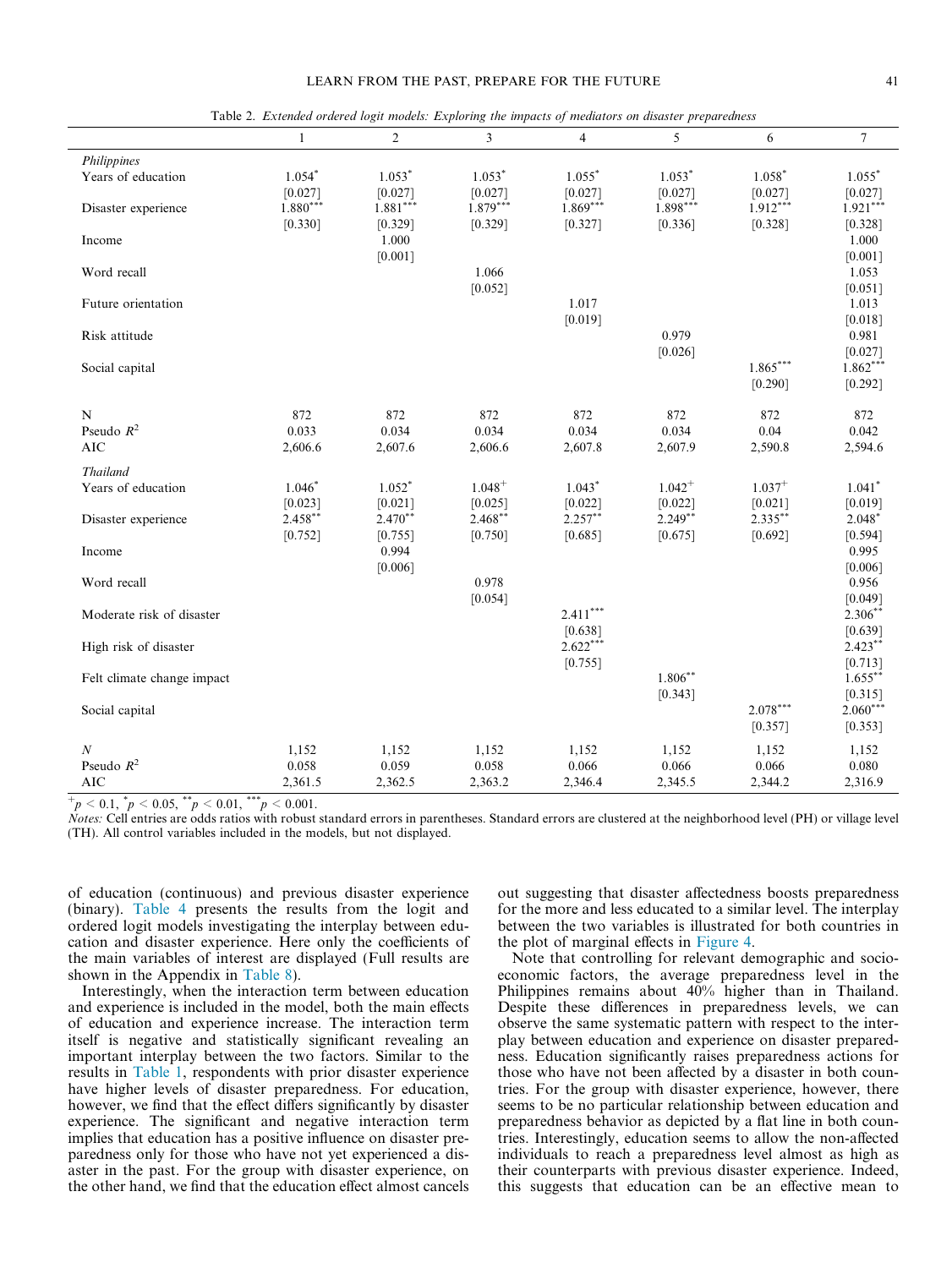Table 2. *Extended ordered logit models: Exploring the impacts of mediators on disaster preparedness*

| | 1 | 2 | 3 | 4 | 5 | 6 | 7 |
|---|---|---|---|---|---|---|---|
| *Philippines* | | | | | | | |
| Years of education | 1.054$^{*}$ | 1.053$^{*}$ | 1.053$^{*}$ | 1.055$^{*}$ | 1.053$^{*}$ | 1.058$^{*}$ | 1.055$^{*}$ |
| | [0.027] | [0.027] | [0.027] | [0.027] | [0.027] | [0.027] | [0.027] |
| Disaster experience | 1.880$^{***}$ | 1.881$^{***}$ | 1.879$^{***}$ | 1.869$^{***}$ | 1.898$^{***}$ | 1.912$^{***}$ | 1.921$^{***}$ |
| | [0.330] | [0.329] | [0.329] | [0.327] | [0.336] | [0.328] | [0.328] |
| Income | | 1.000 | | | | | 1.000 |
| | | [0.001] | | | | | [0.001] |
| Word recall | | | 1.066 | | | | 1.053 |
| | | | [0.052] | | | | [0.051] |
| Future orientation | | | | 1.017 | | | 1.013 |
| | | | | [0.019] | | | [0.018] |
| Risk attitude | | | | | 0.979 | | 0.981 |
| | | | | | [0.026] | | [0.027] |
| Social capital | | | | | | 1.865$^{***}$ | 1.862$^{***}$ |
| | | | | | | [0.290] | [0.292] |
| N | 872 | 872 | 872 | 872 | 872 | 872 | 872 |
| Pseudo $R^2$ | 0.033 | 0.034 | 0.034 | 0.034 | 0.034 | 0.04 | 0.042 |
| AIC | 2,606.6 | 2,607.6 | 2,606.6 | 2,607.8 | 2,607.9 | 2,590.8 | 2,594.6 |
| *Thailand* | | | | | | | |
| Years of education | 1.046$^{*}$ | 1.052$^{*}$ | 1.048$^{+}$ | 1.043$^{*}$ | 1.042$^{+}$ | 1.037$^{+}$ | 1.041$^{*}$ |
| | [0.023] | [0.021] | [0.025] | [0.022] | [0.022] | [0.021] | [0.019] |
| Disaster experience | 2.458$^{**}$ | 2.470$^{**}$ | 2.468$^{**}$ | 2.257$^{**}$ | 2.249$^{**}$ | 2.335$^{**}$ | 2.048$^{*}$ |
| | [0.752] | [0.755] | [0.750] | [0.685] | [0.675] | [0.692] | [0.594] |
| Income | | 0.994 | | | | | 0.995 |
| | | [0.006] | | | | | [0.006] |
| Word recall | | | 0.978 | | | | 0.956 |
| | | | [0.054] | | | | [0.049] |
| Moderate risk of disaster | | | | 2.411$^{***}$ | | | 2.306$^{**}$ |
| | | | | [0.638] | | | [0.639] |
| High risk of disaster | | | | 2.622$^{***}$ | | | 2.423$^{**}$ |
| | | | | [0.755] | | | [0.713] |
| Felt climate change impact | | | | | 1.806$^{**}$ | | 1.655$^{**}$ |
| | | | | | [0.343] | | [0.315] |
| Social capital | | | | | | 2.078$^{***}$ | 2.060$^{***}$ |
| | | | | | | [0.357] | [0.353] |
| *N* | 1,152 | 1,152 | 1,152 | 1,152 | 1,152 | 1,152 | 1,152 |
| Pseudo $R^2$ | 0.058 | 0.059 | 0.058 | 0.066 | 0.066 | 0.066 | 0.080 |
| AIC | 2,361.5 | 2,362.5 | 2,363.2 | 2,346.4 | 2,345.5 | 2,344.2 | 2,316.9 |

$^{+}p < 0.1$, $^{*}p < 0.05$, $^{**}p < 0.01$, $^{***}p < 0.001$.

*Notes:* Cell entries are odds ratios with robust standard errors in parentheses. Standard errors are clustered at the neighborhood level (PH) or village level (TH). All control variables included in the models, but not displayed.

of education (continuous) and previous disaster experience (binary). Table 4 presents the results from the logit and ordered logit models investigating the interplay between education and disaster experience. Here only the coefficients of the main variables of interest are displayed (Full results are shown in the Appendix in Table 8).

Interestingly, when the interaction term between education and experience is included in the model, both the main effects of education and experience increase. The interaction term itself is negative and statistically significant revealing an important interplay between the two factors. Similar to the results in Table 1, respondents with prior disaster experience have higher levels of disaster preparedness. For education, however, we find that the effect differs significantly by disaster experience. The significant and negative interaction term implies that education has a positive influence on disaster preparedness only for those who have not yet experienced a disaster in the past. For the group with disaster experience, on the other hand, we find that the education effect almost cancels out suggesting that disaster affectedness boosts preparedness for the more and less educated to a similar level. The interplay between the two variables is illustrated for both countries in the plot of marginal effects in Figure 4.

Note that controlling for relevant demographic and socio-economic factors, the average preparedness level in the Philippines remains about 40% higher than in Thailand. Despite these differences in preparedness levels, we can observe the same systematic pattern with respect to the interplay between education and experience on disaster preparedness. Education significantly raises preparedness actions for those who have not been affected by a disaster in both countries. For the group with disaster experience, however, there seems to be no particular relationship between education and preparedness behavior as depicted by a flat line in both countries. Interestingly, education seems to allow the non-affected individuals to reach a preparedness level almost as high as their counterparts with previous disaster experience. Indeed, this suggests that education can be an effective mean to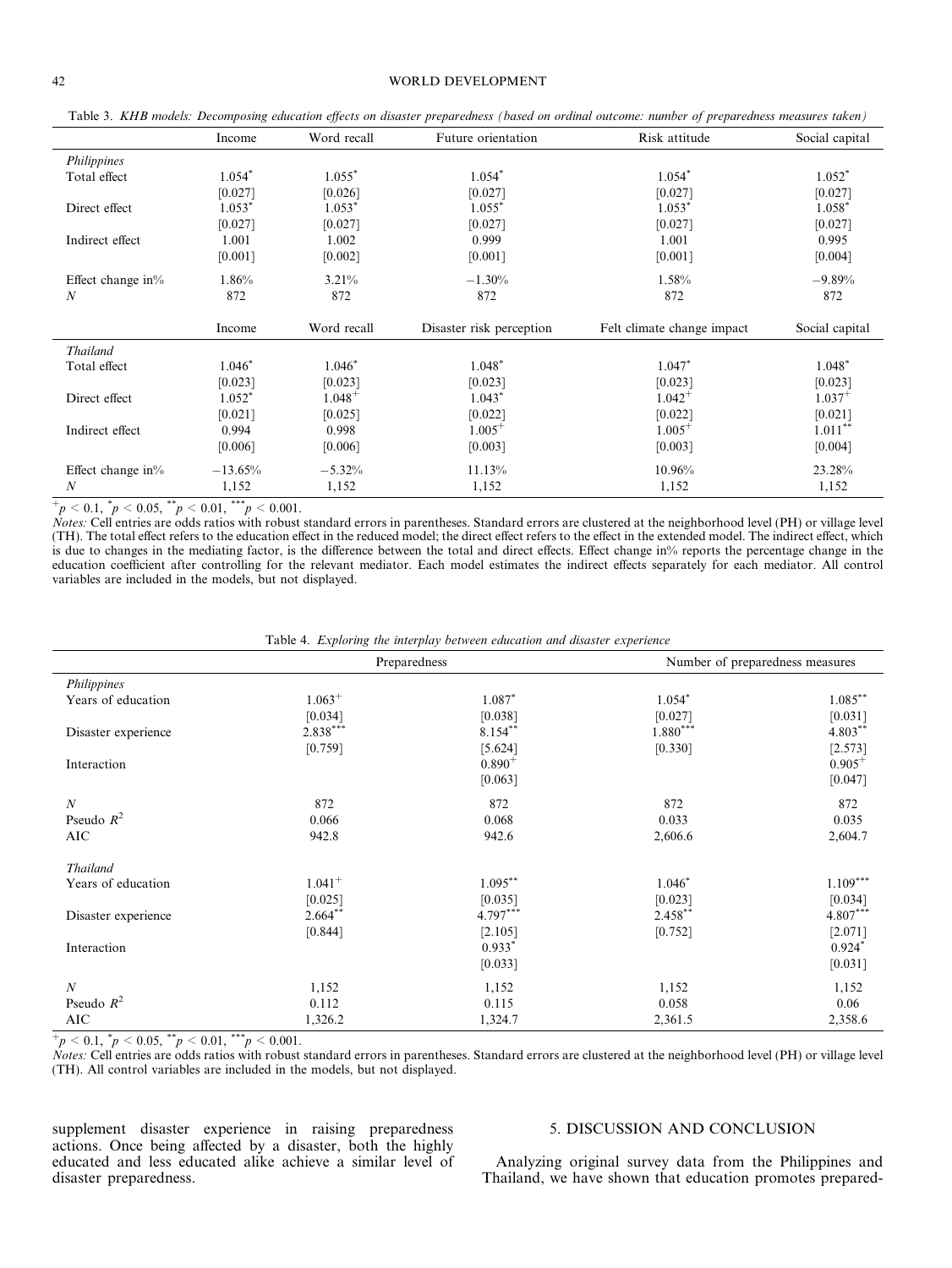Table 3. *KHB models: Decomposing education effects on disaster preparedness (based on ordinal outcome: number of preparedness measures taken)*

| | Income | Word recall | Future orientation | Risk attitude | Social capital |
|---|---|---|---|---|---|
| *Philippines* | | | | | |
| Total effect | 1.054* | 1.055* | 1.054* | 1.054* | 1.052* |
| | [0.027] | [0.026] | [0.027] | [0.027] | [0.027] |
| Direct effect | 1.053* | 1.053* | 1.055* | 1.053* | 1.058* |
| | [0.027] | [0.027] | [0.027] | [0.027] | [0.027] |
| Indirect effect | 1.001 | 1.002 | 0.999 | 1.001 | 0.995 |
| | [0.001] | [0.002] | [0.001] | [0.001] | [0.004] |
| Effect change in% | 1.86% | 3.21% | −1.30% | 1.58% | −9.89% |
| $N$ | 872 | 872 | 872 | 872 | 872 |
| | Income | Word recall | Disaster risk perception | Felt climate change impact | Social capital |
| *Thailand* | | | | | |
| Total effect | 1.046* | 1.046* | 1.048* | 1.047* | 1.048* |
| | [0.023] | [0.023] | [0.023] | [0.023] | [0.023] |
| Direct effect | 1.052* | 1.048+ | 1.043* | 1.042+ | 1.037+ |
| | [0.021] | [0.025] | [0.022] | [0.022] | [0.021] |
| Indirect effect | 0.994 | 0.998 | 1.005+ | 1.005+ | 1.011** |
| | [0.006] | [0.006] | [0.003] | [0.003] | [0.004] |
| Effect change in% | −13.65% | −5.32% | 11.13% | 10.96% | 23.28% |
| $N$ | 1,152 | 1,152 | 1,152 | 1,152 | 1,152 |

+$p < 0.1$, *$p < 0.05$, **$p < 0.01$, ***$p < 0.001$.

*Notes:* Cell entries are odds ratios with robust standard errors in parentheses. Standard errors are clustered at the neighborhood level (PH) or village level (TH). The total effect refers to the education effect in the reduced model; the direct effect refers to the effect in the extended model. The indirect effect, which is due to changes in the mediating factor, is the difference between the total and direct effects. Effect change in% reports the percentage change in the education coefficient after controlling for the relevant mediator. Each model estimates the indirect effects separately for each mediator. All control variables are included in the models, but not displayed.

Table 4. *Exploring the interplay between education and disaster experience*

| | Preparedness | | Number of preparedness measures | |
|---|---|---|---|---|
| *Philippines* | | | | |
| Years of education | 1.063+ | 1.087* | 1.054* | 1.085** |
| | [0.034] | [0.038] | [0.027] | [0.031] |
| Disaster experience | 2.838*** | 8.154** | 1.880*** | 4.803** |
| | [0.759] | [5.624] | [0.330] | [2.573] |
| Interaction | | 0.890+ | | 0.905+ |
| | | [0.063] | | [0.047] |
| $N$ | 872 | 872 | 872 | 872 |
| Pseudo $R^2$ | 0.066 | 0.068 | 0.033 | 0.035 |
| AIC | 942.8 | 942.6 | 2,606.6 | 2,604.7 |
| *Thailand* | | | | |
| Years of education | 1.041+ | 1.095** | 1.046* | 1.109*** |
| | [0.025] | [0.035] | [0.023] | [0.034] |
| Disaster experience | 2.664** | 4.797*** | 2.458** | 4.807*** |
| | [0.844] | [2.105] | [0.752] | [2.071] |
| Interaction | | 0.933* | | 0.924* |
| | | [0.033] | | [0.031] |
| $N$ | 1,152 | 1,152 | 1,152 | 1,152 |
| Pseudo $R^2$ | 0.112 | 0.115 | 0.058 | 0.06 |
| AIC | 1,326.2 | 1,324.7 | 2,361.5 | 2,358.6 |

+$p < 0.1$, *$p < 0.05$, **$p < 0.01$, ***$p < 0.001$.

*Notes:* Cell entries are odds ratios with robust standard errors in parentheses. Standard errors are clustered at the neighborhood level (PH) or village level (TH). All control variables are included in the models, but not displayed.

supplement disaster experience in raising preparedness actions. Once being affected by a disaster, both the highly educated and less educated alike achieve a similar level of disaster preparedness.

## 5. DISCUSSION AND CONCLUSION

Analyzing original survey data from the Philippines and Thailand, we have shown that education promotes prepared-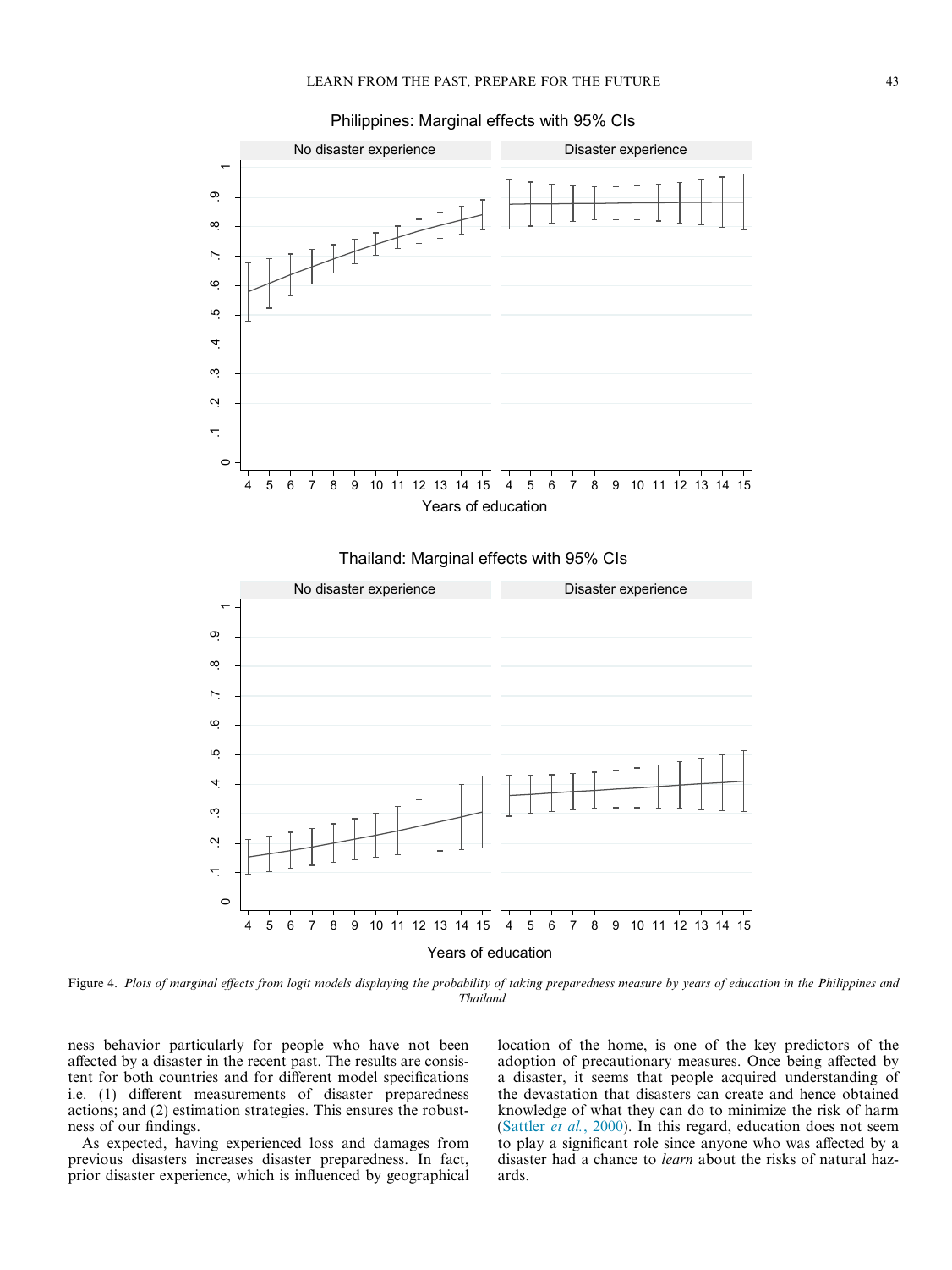Figure 4. *Plots of marginal effects from logit models displaying the probability of taking preparedness measure by years of education in the Philippines and Thailand.*

ness behavior particularly for people who have not been affected by a disaster in the recent past. The results are consistent for both countries and for different model specifications i.e. (1) different measurements of disaster preparedness actions; and (2) estimation strategies. This ensures the robustness of our findings.

As expected, having experienced loss and damages from previous disasters increases disaster preparedness. In fact, prior disaster experience, which is influenced by geographical location of the home, is one of the key predictors of the adoption of precautionary measures. Once being affected by a disaster, it seems that people acquired understanding of the devastation that disasters can create and hence obtained knowledge of what they can do to minimize the risk of harm (Sattler *et al.*, 2000). In this regard, education does not seem to play a significant role since anyone who was affected by a disaster had a chance to *learn* about the risks of natural hazards.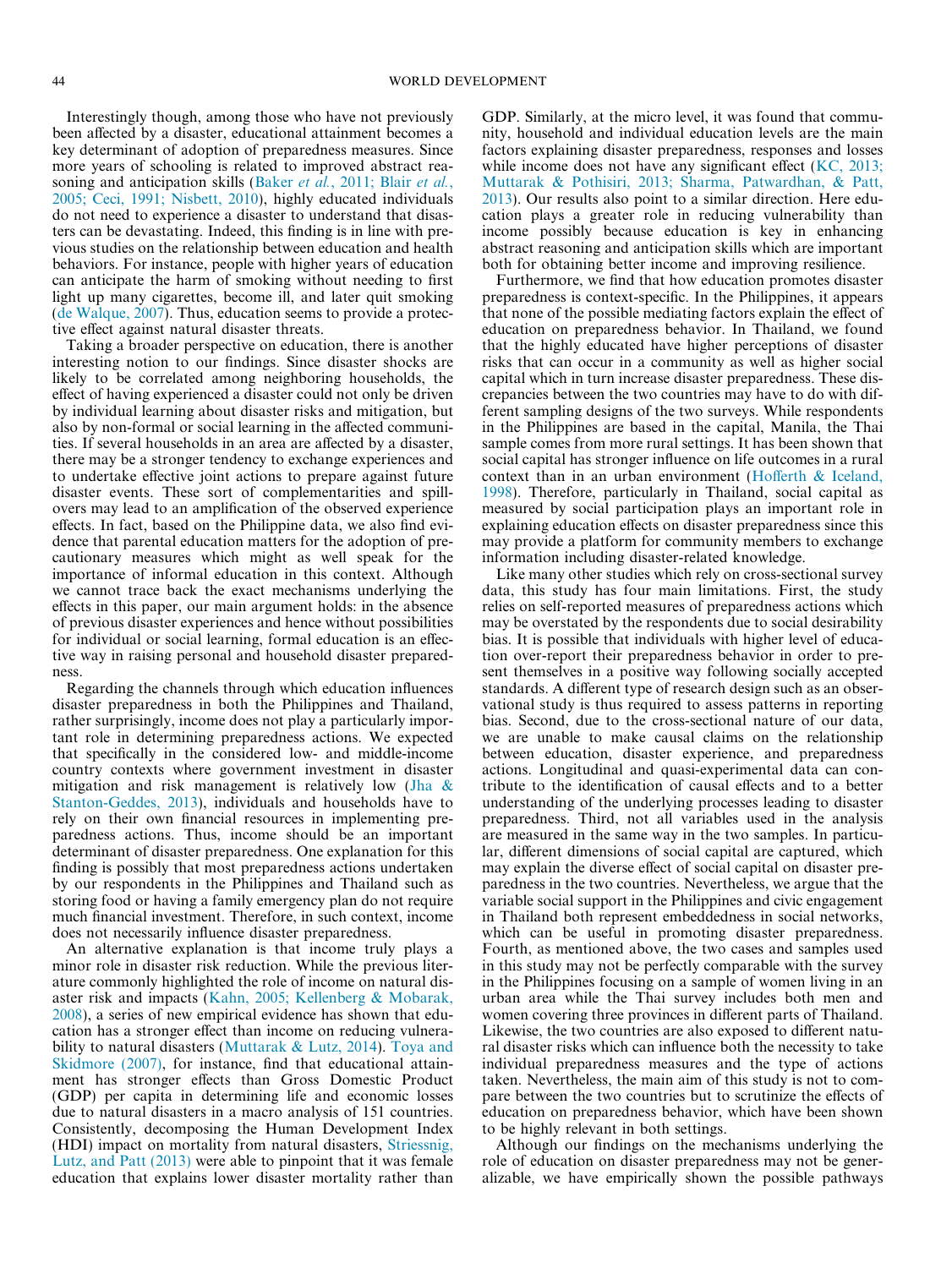Interestingly though, among those who have not previously been affected by a disaster, educational attainment becomes a key determinant of adoption of preparedness measures. Since more years of schooling is related to improved abstract reasoning and anticipation skills (Baker *et al.*, 2011; Blair *et al.*, 2005; Ceci, 1991; Nisbett, 2010), highly educated individuals do not need to experience a disaster to understand that disasters can be devastating. Indeed, this finding is in line with previous studies on the relationship between education and health behaviors. For instance, people with higher years of education can anticipate the harm of smoking without needing to first light up many cigarettes, become ill, and later quit smoking (de Walque, 2007). Thus, education seems to provide a protective effect against natural disaster threats.

Taking a broader perspective on education, there is another interesting notion to our findings. Since disaster shocks are likely to be correlated among neighboring households, the effect of having experienced a disaster could not only be driven by individual learning about disaster risks and mitigation, but also by non-formal or social learning in the affected communities. If several households in an area are affected by a disaster, there may be a stronger tendency to exchange experiences and to undertake effective joint actions to prepare against future disaster events. These sort of complementarities and spillovers may lead to an amplification of the observed experience effects. In fact, based on the Philippine data, we also find evidence that parental education matters for the adoption of precautionary measures which might as well speak for the importance of informal education in this context. Although we cannot trace back the exact mechanisms underlying the effects in this paper, our main argument holds: in the absence of previous disaster experiences and hence without possibilities for individual or social learning, formal education is an effective way in raising personal and household disaster preparedness.

Regarding the channels through which education influences disaster preparedness in both the Philippines and Thailand, rather surprisingly, income does not play a particularly important role in determining preparedness actions. We expected that specifically in the considered low- and middle-income country contexts where government investment in disaster mitigation and risk management is relatively low (Jha & Stanton-Geddes, 2013), individuals and households have to rely on their own financial resources in implementing preparedness actions. Thus, income should be an important determinant of disaster preparedness. One explanation for this finding is possibly that most preparedness actions undertaken by our respondents in the Philippines and Thailand such as storing food or having a family emergency plan do not require much financial investment. Therefore, in such context, income does not necessarily influence disaster preparedness.

An alternative explanation is that income truly plays a minor role in disaster risk reduction. While the previous literature commonly highlighted the role of income on natural disaster risk and impacts (Kahn, 2005; Kellenberg & Mobarak, 2008), a series of new empirical evidence has shown that education has a stronger effect than income on reducing vulnerability to natural disasters (Muttarak & Lutz, 2014). Toya and Skidmore (2007), for instance, find that educational attainment has stronger effects than Gross Domestic Product (GDP) per capita in determining life and economic losses due to natural disasters in a macro analysis of 151 countries. Consistently, decomposing the Human Development Index (HDI) impact on mortality from natural disasters, Striessnig, Lutz, and Patt (2013) were able to pinpoint that it was female education that explains lower disaster mortality rather than GDP. Similarly, at the micro level, it was found that community, household and individual education levels are the main factors explaining disaster preparedness, responses and losses while income does not have any significant effect (KC, 2013; Muttarak & Pothisiri, 2013; Sharma, Patwardhan, & Patt, 2013). Our results also point to a similar direction. Here education plays a greater role in reducing vulnerability than income possibly because education is key in enhancing abstract reasoning and anticipation skills which are important both for obtaining better income and improving resilience.

Furthermore, we find that how education promotes disaster preparedness is context-specific. In the Philippines, it appears that none of the possible mediating factors explain the effect of education on preparedness behavior. In Thailand, we found that the highly educated have higher perceptions of disaster risks that can occur in a community as well as higher social capital which in turn increase disaster preparedness. These discrepancies between the two countries may have to do with different sampling designs of the two surveys. While respondents in the Philippines are based in the capital, Manila, the Thai sample comes from more rural settings. It has been shown that social capital has stronger influence on life outcomes in a rural context than in an urban environment (Hofferth & Iceland, 1998). Therefore, particularly in Thailand, social capital as measured by social participation plays an important role in explaining education effects on disaster preparedness since this may provide a platform for community members to exchange information including disaster-related knowledge.

Like many other studies which rely on cross-sectional survey data, this study has four main limitations. First, the study relies on self-reported measures of preparedness actions which may be overstated by the respondents due to social desirability bias. It is possible that individuals with higher level of education over-report their preparedness behavior in order to present themselves in a positive way following socially accepted standards. A different type of research design such as an observational study is thus required to assess patterns in reporting bias. Second, due to the cross-sectional nature of our data, we are unable to make causal claims on the relationship between education, disaster experience, and preparedness actions. Longitudinal and quasi-experimental data can contribute to the identification of causal effects and to a better understanding of the underlying processes leading to disaster preparedness. Third, not all variables used in the analysis are measured in the same way in the two samples. In particular, different dimensions of social capital are captured, which may explain the diverse effect of social capital on disaster preparedness in the two countries. Nevertheless, we argue that the variable social support in the Philippines and civic engagement in Thailand both represent embeddedness in social networks, which can be useful in promoting disaster preparedness. Fourth, as mentioned above, the two cases and samples used in this study may not be perfectly comparable with the survey in the Philippines focusing on a sample of women living in an urban area while the Thai survey includes both men and women covering three provinces in different parts of Thailand. Likewise, the two countries are also exposed to different natural disaster risks which can influence both the necessity to take individual preparedness measures and the type of actions taken. Nevertheless, the main aim of this study is not to compare between the two countries but to scrutinize the effects of education on preparedness behavior, which have been shown to be highly relevant in both settings.

Although our findings on the mechanisms underlying the role of education on disaster preparedness may not be generalizable, we have empirically shown the possible pathways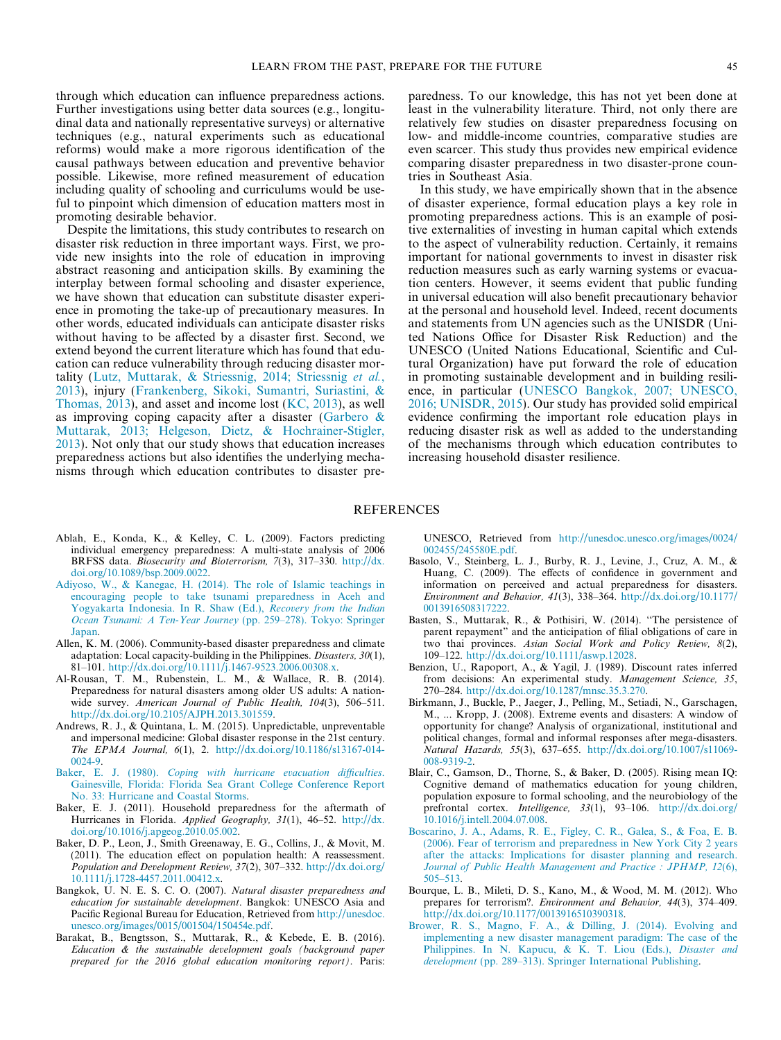through which education can influence preparedness actions. Further investigations using better data sources (e.g., longitudinal data and nationally representative surveys) or alternative techniques (e.g., natural experiments such as educational reforms) would make a more rigorous identification of the causal pathways between education and preventive behavior possible. Likewise, more refined measurement of education including quality of schooling and curriculums would be useful to pinpoint which dimension of education matters most in promoting desirable behavior.

Despite the limitations, this study contributes to research on disaster risk reduction in three important ways. First, we provide new insights into the role of education in improving abstract reasoning and anticipation skills. By examining the interplay between formal schooling and disaster experience, we have shown that education can substitute disaster experience in promoting the take-up of precautionary measures. In other words, educated individuals can anticipate disaster risks without having to be affected by a disaster first. Second, we extend beyond the current literature which has found that education can reduce vulnerability through reducing disaster mortality (Lutz, Muttarak, & Striessnig, 2014; Striessnig *et al.*, 2013), injury (Frankenberg, Sikoki, Sumantri, Suriastini, & Thomas, 2013), and asset and income lost (KC, 2013), as well as improving coping capacity after a disaster (Garbero & Muttarak, 2013; Helgeson, Dietz, & Hochrainer-Stigler, 2013). Not only that our study shows that education increases preparedness actions but also identifies the underlying mechanisms through which education contributes to disaster preparedness. To our knowledge, this has not yet been done at least in the vulnerability literature. Third, not only there are relatively few studies on disaster preparedness focusing on low- and middle-income countries, comparative studies are even scarcer. This study thus provides new empirical evidence comparing disaster preparedness in two disaster-prone countries in Southeast Asia.

In this study, we have empirically shown that in the absence of disaster experience, formal education plays a key role in promoting preparedness actions. This is an example of positive externalities of investing in human capital which extends to the aspect of vulnerability reduction. Certainly, it remains important for national governments to invest in disaster risk reduction measures such as early warning systems or evacuation centers. However, it seems evident that public funding in universal education will also benefit precautionary behavior at the personal and household level. Indeed, recent documents and statements from UN agencies such as the UNISDR (United Nations Office for Disaster Risk Reduction) and the UNESCO (United Nations Educational, Scientific and Cultural Organization) have put forward the role of education in promoting sustainable development and in building resilience, in particular (UNESCO Bangkok, 2007; UNESCO, 2016; UNISDR, 2015). Our study has provided solid empirical evidence confirming the important role education plays in reducing disaster risk as well as added to the understanding of the mechanisms through which education contributes to increasing household disaster resilience.

## REFERENCES

Ablah, E., Konda, K., & Kelley, C. L. (2009). Factors predicting individual emergency preparedness: A multi-state analysis of 2006 BRFSS data. *Biosecurity and Bioterrorism, 7*(3), 317–330. http://dx.doi.org/10.1089/bsp.2009.0022.

Adiyoso, W., & Kanegae, H. (2014). The role of Islamic teachings in encouraging people to take tsunami preparedness in Aceh and Yogyakarta Indonesia. In R. Shaw (Ed.), *Recovery from the Indian Ocean Tsunami: A Ten-Year Journey* (pp. 259–278). Tokyo: Springer Japan.

Allen, K. M. (2006). Community-based disaster preparedness and climate adaptation: Local capacity-building in the Philippines. *Disasters, 30*(1), 81–101. http://dx.doi.org/10.1111/j.1467-9523.2006.00308.x.

Al-Rousan, T. M., Rubenstein, L. M., & Wallace, R. B. (2014). Preparedness for natural disasters among older US adults: A nationwide survey. *American Journal of Public Health, 104*(3), 506–511. http://dx.doi.org/10.2105/AJPH.2013.301559.

Andrews, R. J., & Quintana, L. M. (2015). Unpredictable, unpreventable and impersonal medicine: Global disaster response in the 21st century. *The EPMA Journal, 6*(1), 2. http://dx.doi.org/10.1186/s13167-014-0024-9.

Baker, E. J. (1980). *Coping with hurricane evacuation difficulties*. Gainesville, Florida: Florida Sea Grant College Conference Report No. 33: Hurricane and Coastal Storms.

Baker, E. J. (2011). Household preparedness for the aftermath of Hurricanes in Florida. *Applied Geography, 31*(1), 46–52. http://dx.doi.org/10.1016/j.apgeog.2010.05.002.

Baker, D. P., Leon, J., Smith Greenaway, E. G., Collins, J., & Movit, M. (2011). The education effect on population health: A reassessment. *Population and Development Review, 37*(2), 307–332. http://dx.doi.org/10.1111/j.1728-4457.2011.00412.x.

Bangkok, U. N. E. S. C. O. (2007). *Natural disaster preparedness and education for sustainable development*. Bangkok: UNESCO Asia and Pacific Regional Bureau for Education, Retrieved from http://unesdoc.unesco.org/images/0015/001504/150454e.pdf.

Barakat, B., Bengtsson, S., Muttarak, R., & Kebede, E. B. (2016). *Education & the sustainable development goals (background paper prepared for the 2016 global education monitoring report)*. Paris: UNESCO, Retrieved from http://unesdoc.unesco.org/images/0024/002455/245580E.pdf.

Basolo, V., Steinberg, L. J., Burby, R. J., Levine, J., Cruz, A. M., & Huang, C. (2009). The effects of confidence in government and information on perceived and actual preparedness for disasters. *Environment and Behavior, 41*(3), 338–364. http://dx.doi.org/10.1177/0013916508317222.

Basten, S., Muttarak, R., & Pothisiri, W. (2014). "The persistence of parent repayment" and the anticipation of filial obligations of care in two thai provinces. *Asian Social Work and Policy Review, 8*(2), 109–122. http://dx.doi.org/10.1111/aswp.12028.

Benzion, U., Rapoport, A., & Yagil, J. (1989). Discount rates inferred from decisions: An experimental study. *Management Science, 35*, 270–284. http://dx.doi.org/10.1287/mnsc.35.3.270.

Birkmann, J., Buckle, P., Jaeger, J., Pelling, M., Setiadi, N., Garschagen, M., ... Kropp, J. (2008). Extreme events and disasters: A window of opportunity for change? Analysis of organizational, institutional and political changes, formal and informal responses after mega-disasters. *Natural Hazards, 55*(3), 637–655. http://dx.doi.org/10.1007/s11069-008-9319-2.

Blair, C., Gamson, D., Thorne, S., & Baker, D. (2005). Rising mean IQ: Cognitive demand of mathematics education for young children, population exposure to formal schooling, and the neurobiology of the prefrontal cortex. *Intelligence, 33*(1), 93–106. http://dx.doi.org/10.1016/j.intell.2004.07.008.

Boscarino, J. A., Adams, R. E., Figley, C. R., Galea, S., & Foa, E. B. (2006). Fear of terrorism and preparedness in New York City 2 years after the attacks: Implications for disaster planning and research. *Journal of Public Health Management and Practice : JPHMP, 12*(6), 505–513.

Bourque, L. B., Mileti, D. S., Kano, M., & Wood, M. M. (2012). Who prepares for terrorism?. *Environment and Behavior, 44*(3), 374–409. http://dx.doi.org/10.1177/0013916510390318.

Brower, R. S., Magno, F. A., & Dilling, J. (2014). Evolving and implementing a new disaster management paradigm: The case of the Philippines. In N. Kapucu, & K. T. Liou (Eds.), *Disaster and development* (pp. 289–313). Springer International Publishing.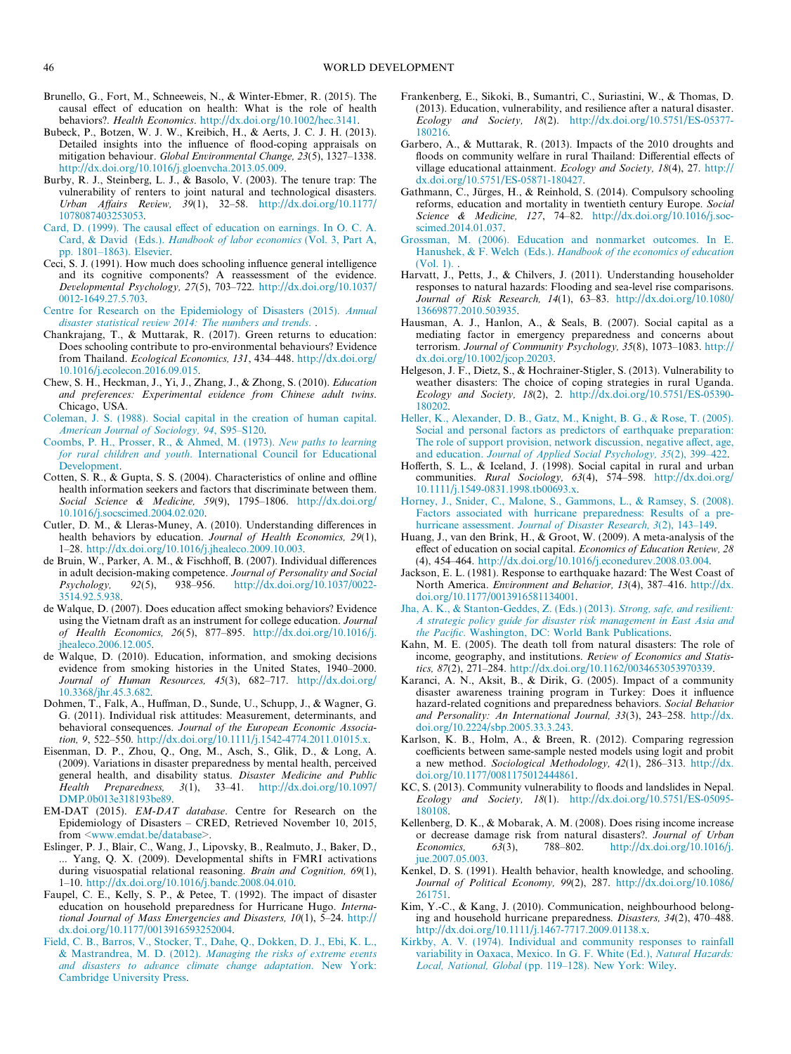Brunello, G., Fort, M., Schneeweis, N., & Winter-Ebmer, R. (2015). The causal effect of education on health: What is the role of health behaviors?. *Health Economics*. http://dx.doi.org/10.1002/hec.3141.

Bubeck, P., Botzen, W. J. W., Kreibich, H., & Aerts, J. C. J. H. (2013). Detailed insights into the influence of flood-coping appraisals on mitigation behaviour. *Global Environmental Change, 23*(5), 1327–1338. http://dx.doi.org/10.1016/j.gloenvcha.2013.05.009.

Burby, R. J., Steinberg, L. J., & Basolo, V. (2003). The tenure trap: The vulnerability of renters to joint natural and technological disasters. *Urban Affairs Review, 39*(1), 32–58. http://dx.doi.org/10.1177/1078087403253053.

Card, D. (1999). The causal effect of education on earnings. In O. C. A. Card, & David (Eds.). *Handbook of labor economics* (Vol. 3, Part A, pp. 1801–1863). Elsevier.

Ceci, S. J. (1991). How much does schooling influence general intelligence and its cognitive components? A reassessment of the evidence. *Developmental Psychology, 27*(5), 703–722. http://dx.doi.org/10.1037/0012-1649.27.5.703.

Centre for Research on the Epidemiology of Disasters (2015). *Annual disaster statistical review 2014: The numbers and trends*. .

Chankrajang, T., & Muttarak, R. (2017). Green returns to education: Does schooling contribute to pro-environmental behaviours? Evidence from Thailand. *Ecological Economics, 131*, 434–448. http://dx.doi.org/10.1016/j.ecolecon.2016.09.015.

Chew, S. H., Heckman, J., Yi, J., Zhang, J., & Zhong, S. (2010). *Education and preferences: Experimental evidence from Chinese adult twins*. Chicago, USA.

Coleman, J. S. (1988). Social capital in the creation of human capital. *American Journal of Sociology, 94*, S95–S120.

Coombs, P. H., Prosser, R., & Ahmed, M. (1973). *New paths to learning for rural children and youth*. International Council for Educational Development.

Cotten, S. R., & Gupta, S. S. (2004). Characteristics of online and offline health information seekers and factors that discriminate between them. *Social Science & Medicine, 59*(9), 1795–1806. http://dx.doi.org/10.1016/j.socscimed.2004.02.020.

Cutler, D. M., & Lleras-Muney, A. (2010). Understanding differences in health behaviors by education. *Journal of Health Economics, 29*(1), 1–28. http://dx.doi.org/10.1016/j.jhealeco.2009.10.003.

de Bruin, W., Parker, A. M., & Fischhoff, B. (2007). Individual differences in adult decision-making competence. *Journal of Personality and Social Psychology, 92*(5), 938–956. http://dx.doi.org/10.1037/0022-3514.92.5.938.

de Walque, D. (2007). Does education affect smoking behaviors? Evidence using the Vietnam draft as an instrument for college education. *Journal of Health Economics, 26*(5), 877–895. http://dx.doi.org/10.1016/j.jhealeco.2006.12.005.

de Walque, D. (2010). Education, information, and smoking decisions evidence from smoking histories in the United States, 1940–2000. *Journal of Human Resources, 45*(3), 682–717. http://dx.doi.org/10.3368/jhr.45.3.682.

Dohmen, T., Falk, A., Huffman, D., Sunde, U., Schupp, J., & Wagner, G. G. (2011). Individual risk attitudes: Measurement, determinants, and behavioral consequences. *Journal of the European Economic Association, 9*, 522–550. http://dx.doi.org/10.1111/j.1542-4774.2011.01015.x.

Eisenman, D. P., Zhou, Q., Ong, M., Asch, S., Glik, D., & Long, A. (2009). Variations in disaster preparedness by mental health, perceived general health, and disability status. *Disaster Medicine and Public Health Preparedness, 3*(1), 33–41. http://dx.doi.org/10.1097/DMP.0b013e318193be89.

EM-DAT (2015). *EM-DAT database*. Centre for Research on the Epidemiology of Disasters – CRED, Retrieved November 10, 2015, from <www.emdat.be/database>.

Eslinger, P. J., Blair, C., Wang, J., Lipovsky, B., Realmuto, J., Baker, D., ... Yang, Q. X. (2009). Developmental shifts in FMRI activations during visuospatial relational reasoning. *Brain and Cognition, 69*(1), 1–10. http://dx.doi.org/10.1016/j.bandc.2008.04.010.

Faupel, C. E., Kelly, S. P., & Petee, T. (1992). The impact of disaster education on household preparedness for Hurricane Hugo. *International Journal of Mass Emergencies and Disasters, 10*(1), 5–24. http://dx.doi.org/10.1177/001391659325200.

Field, C. B., Barros, V., Stocker, T., Dahe, Q., Dokken, D. J., Ebi, K. L., & Mastrandrea, M. D. (2012). *Managing the risks of extreme events and disasters to advance climate change adaptation*. New York: Cambridge University Press.

Frankenberg, E., Sikoki, B., Sumantri, C., Suriastini, W., & Thomas, D. (2013). Education, vulnerability, and resilience after a natural disaster. *Ecology and Society, 18*(2). http://dx.doi.org/10.5751/ES-05377-180216.

Garbero, A., & Muttarak, R. (2013). Impacts of the 2010 droughts and floods on community welfare in rural Thailand: Differential effects of village educational attainment. *Ecology and Society, 18*(4), 27. http://dx.doi.org/10.5751/ES-05871-180427.

Gathmann, C., Jürges, H., & Reinhold, S. (2014). Compulsory schooling reforms, education and mortality in twentieth century Europe. *Social Science & Medicine, 127*, 74–82. http://dx.doi.org/10.1016/j.socscimed.2014.01.037.

Grossman, M. (2006). Education and nonmarket outcomes. In E. Hanushek, & F. Welch (Eds.). *Handbook of the economics of education* (Vol. 1). .

Harvatt, J., Petts, J., & Chilvers, J. (2011). Understanding householder responses to natural hazards: Flooding and sea-level rise comparisons. *Journal of Risk Research, 14*(1), 63–83. http://dx.doi.org/10.1080/13669877.2010.503935.

Hausman, A. J., Hanlon, A., & Seals, B. (2007). Social capital as a mediating factor in emergency preparedness and concerns about terrorism. *Journal of Community Psychology, 35*(8), 1073–1083. http://dx.doi.org/10.1002/jcop.20203.

Helgeson, J. F., Dietz, S., & Hochrainer-Stigler, S. (2013). Vulnerability to weather disasters: The choice of coping strategies in rural Uganda. *Ecology and Society, 18*(2), 2. http://dx.doi.org/10.5751/ES-05390-180202.

Heller, K., Alexander, D. B., Gatz, M., Knight, B. G., & Rose, T. (2005). Social and personal factors as predictors of earthquake preparation: The role of support provision, network discussion, negative affect, age, and education. *Journal of Applied Social Psychology, 35*(2), 399–422.

Hofferth, S. L., & Iceland, J. (1998). Social capital in rural and urban communities. *Rural Sociology, 63*(4), 574–598. http://dx.doi.org/10.1111/j.1549-0831.1998.tb00693.x.

Horney, J., Snider, C., Malone, S., Gammons, L., & Ramsey, S. (2008). Factors associated with hurricane preparedness: Results of a pre-hurricane assessment. *Journal of Disaster Research, 3*(2), 143–149.

Huang, J., van den Brink, H., & Groot, W. (2009). A meta-analysis of the effect of education on social capital. *Economics of Education Review, 28* (4), 454–464. http://dx.doi.org/10.1016/j.econedurev.2008.03.004.

Jackson, E. L. (1981). Response to earthquake hazard: The West Coast of North America. *Environment and Behavior, 13*(4), 387–416. http://dx.doi.org/10.1177/0013916581134001.

Jha, A. K., & Stanton-Geddes, Z. (Eds.) (2013). *Strong, safe, and resilient: A strategic policy guide for disaster risk management in East Asia and the Pacific*. Washington, DC: World Bank Publications.

Kahn, M. E. (2005). The death toll from natural disasters: The role of income, geography, and institutions. *Review of Economics and Statistics, 87*(2), 271–284. http://dx.doi.org/10.1162/0034653053970339.

Karanci, A. N., Aksit, B., & Dirik, G. (2005). Impact of a community disaster awareness training program in Turkey: Does it influence hazard-related cognitions and preparedness behaviors. *Social Behavior and Personality: An International Journal, 33*(3), 243–258. http://dx.doi.org/10.2224/sbp.2005.33.3.243.

Karlson, K. B., Holm, A., & Breen, R. (2012). Comparing regression coefficients between same-sample nested models using logit and probit a new method. *Sociological Methodology, 42*(1), 286–313. http://dx.doi.org/10.1177/0081175012444861.

KC, S. (2013). Community vulnerability to floods and landslides in Nepal. *Ecology and Society, 18*(1). http://dx.doi.org/10.5751/ES-05095-180108.

Kellenberg, D. K., & Mobarak, A. M. (2008). Does rising income increase or decrease damage risk from natural disasters?. *Journal of Urban Economics, 63*(3), 788–802. http://dx.doi.org/10.1016/j.jue.2007.05.003.

Kenkel, D. S. (1991). Health behavior, health knowledge, and schooling. *Journal of Political Economy, 99*(2), 287. http://dx.doi.org/10.1086/261751.

Kim, Y.-C., & Kang, J. (2010). Communication, neighbourhood belonging and household hurricane preparedness. *Disasters, 34*(2), 470–488. http://dx.doi.org/10.1111/j.1467-7717.2009.01138.x.

Kirkby, A. V. (1974). Individual and community responses to rainfall variability in Oaxaca, Mexico. In G. F. White (Ed.), *Natural Hazards: Local, National, Global* (pp. 119–128). New York: Wiley.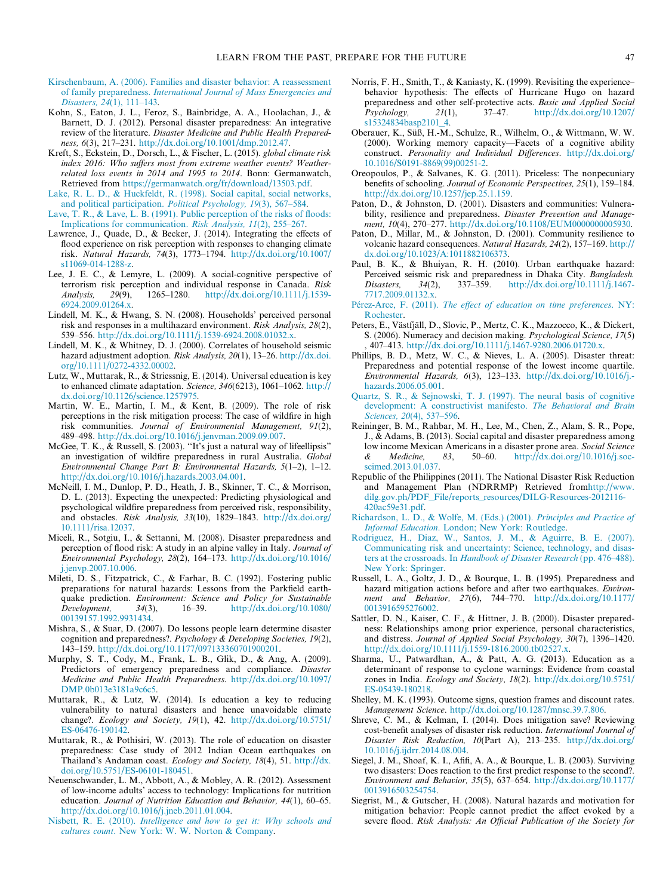Kirschenbaum, A. (2006). Families and disaster behavior: A reassessment of family preparedness. *International Journal of Mass Emergencies and Disasters, 24*(1), 111–143.

Kohn, S., Eaton, J. L., Feroz, S., Bainbridge, A. A., Hoolachan, J., & Barnett, D. J. (2012). Personal disaster preparedness: An integrative review of the literature. *Disaster Medicine and Public Health Preparedness, 6*(3), 217–231. http://dx.doi.org/10.1001/dmp.2012.47.

Kreft, S., Eckstein, D., Dorsch, L., & Fischer, L. (2015). *global climate risk index 2016: Who suffers most from extreme weather events? Weather-related loss events in 2014 and 1995 to 2014*. Bonn: Germanwatch, Retrieved from https://germanwatch.org/fr/download/13503.pdf.

Lake, R. L. D., & Huckfeldt, R. (1998). Social capital, social networks, and political participation. *Political Psychology, 19*(3), 567–584.

Lave, T. R., & Lave, L. B. (1991). Public perception of the risks of floods: Implications for communication. *Risk Analysis, 11*(2), 255–267.

Lawrence, J., Quade, D., & Becker, J. (2014). Integrating the effects of flood experience on risk perception with responses to changing climate risk. *Natural Hazards, 74*(3), 1773–1794. http://dx.doi.org/10.1007/s11069-014-1288-z.

Lee, J. E. C., & Lemyre, L. (2009). A social-cognitive perspective of terrorism risk perception and individual response in Canada. *Risk Analysis, 29*(9), 1265–1280. http://dx.doi.org/10.1111/j.1539-6924.2009.01264.x.

Lindell, M. K., & Hwang, S. N. (2008). Households' perceived personal risk and responses in a multihazard environment. *Risk Analysis, 28*(2), 539–556. http://dx.doi.org/10.1111/j.1539-6924.2008.01032.x.

Lindell, M. K., & Whitney, D. J. (2000). Correlates of household seismic hazard adjustment adoption. *Risk Analysis, 20*(1), 13–26. http://dx.doi.org/10.1111/0272-4332.00002.

Lutz, W., Muttarak, R., & Striessnig, E. (2014). Universal education is key to enhanced climate adaptation. *Science, 346*(6213), 1061–1062. http://dx.doi.org/10.1126/science.1257975.

Martin, W. E., Martin, I. M., & Kent, B. (2009). The role of risk perceptions in the risk mitigation process: The case of wildfire in high risk communities. *Journal of Environmental Management, 91*(2), 489–498. http://dx.doi.org/10.1016/j.jenvman.2009.09.007.

McGee, T. K., & Russell, S. (2003). ''It's just a natural way of lifeellipsis'' an investigation of wildfire preparedness in rural Australia. *Global Environmental Change Part B: Environmental Hazards, 5*(1–2), 1–12. http://dx.doi.org/10.1016/j.hazards.2003.04.001.

McNeill, I. M., Dunlop, P. D., Heath, J. B., Skinner, T. C., & Morrison, D. L. (2013). Expecting the unexpected: Predicting physiological and psychological wildfire preparedness from perceived risk, responsibility, and obstacles. *Risk Analysis, 33*(10), 1829–1843. http://dx.doi.org/10.1111/risa.12037.

Miceli, R., Sotgiu, I., & Settanni, M. (2008). Disaster preparedness and perception of flood risk: A study in an alpine valley in Italy. *Journal of Environmental Psychology, 28*(2), 164–173. http://dx.doi.org/10.1016/j.jenvp.2007.10.006.

Mileti, D. S., Fitzpatrick, C., & Farhar, B. C. (1992). Fostering public preparations for natural hazards: Lessons from the Parkfield earthquake prediction. *Environment: Science and Policy for Sustainable Development, 34*(3), 16–39. http://dx.doi.org/10.1080/00139157.1992.9931434.

Mishra, S., & Suar, D. (2007). Do lessons people learn determine disaster cognition and preparedness?. *Psychology & Developing Societies, 19*(2), 143–159. http://dx.doi.org/10.1177/097133360701900201.

Murphy, S. T., Cody, M., Frank, L. B., Glik, D., & Ang, A. (2009). Predictors of emergency preparedness and compliance. *Disaster Medicine and Public Health Preparedness*. http://dx.doi.org/10.1097/DMP.0b013e3181a9c6c5.

Muttarak, R., & Lutz, W. (2014). Is education a key to reducing vulnerability to natural disasters and hence unavoidable climate change?. *Ecology and Society, 19*(1), 42. http://dx.doi.org/10.5751/ES-06476-190142.

Muttarak, R., & Pothisiri, W. (2013). The role of education on disaster preparedness: Case study of 2012 Indian Ocean earthquakes on Thailand's Andaman coast. *Ecology and Society, 18*(4), 51. http://dx.doi.org/10.5751/ES-06101-180451.

Neuenschwander, L. M., Abbott, A., & Mobley, A. R. (2012). Assessment of low-income adults' access to technology: Implications for nutrition education. *Journal of Nutrition Education and Behavior, 44*(1), 60–65. http://dx.doi.org/10.1016/j.jneb.2011.01.004.

Nisbett, R. E. (2010). *Intelligence and how to get it: Why schools and cultures count*. New York: W. W. Norton & Company.

Norris, F. H., Smith, T., & Kaniasty, K. (1999). Revisiting the experience–behavior hypothesis: The effects of Hurricane Hugo on hazard preparedness and other self-protective acts. *Basic and Applied Social Psychology, 21*(1), 37–47. http://dx.doi.org/10.1207/s15324834basp2101_4.

Oberauer, K., Süß, H.-M., Schulze, R., Wilhelm, O., & Wittmann, W. W. (2000). Working memory capacity—Facets of a cognitive ability construct. *Personality and Individual Differences*. http://dx.doi.org/10.1016/S0191-8869(99)00251-2.

Oreopoulos, P., & Salvanes, K. G. (2011). Priceless: The nonpecuniary benefits of schooling. *Journal of Economic Perspectives, 25*(1), 159–184. http://dx.doi.org/10.1257/jep.25.1.159.

Paton, D., & Johnston, D. (2001). Disasters and communities: Vulnerability, resilience and preparedness. *Disaster Prevention and Management, 10*(4), 270–277. http://dx.doi.org/10.1108/EUM0000000005930.

Paton, D., Millar, M., & Johnston, D. (2001). Community resilience to volcanic hazard consequences. *Natural Hazards, 24*(2), 157–169. http://dx.doi.org/10.1023/A:1011882106373.

Paul, B. K., & Bhuiyan, R. H. (2010). Urban earthquake hazard: Perceived seismic risk and preparedness in Dhaka City. Bangladesh. *Disasters, 34*(2), 337–359. http://dx.doi.org/10.1111/j.1467-7717.2009.01132.x.

Pérez-Arce, F. (2011). *The effect of education on time preferences*. NY: Rochester.

Peters, E., Västfjäll, D., Slovic, P., Mertz, C. K., Mazzocco, K., & Dickert, S. (2006). Numeracy and decision making. *Psychological Science, 17*(5), 407–413. http://dx.doi.org/10.1111/j.1467-9280.2006.01720.x.

Phillips, B. D., Metz, W. C., & Nieves, L. A. (2005). Disaster threat: Preparedness and potential response of the lowest income quartile. *Environmental Hazards, 6*(3), 123–133. http://dx.doi.org/10.1016/j.hazards.2006.05.001.

Quartz, S. R., & Sejnowski, T. J. (1997). The neural basis of cognitive development: A constructivist manifesto. *The Behavioral and Brain Sciences, 20*(4), 537–596.

Reininger, B. M., Rahbar, M. H., Lee, M., Chen, Z., Alam, S. R., Pope, J., & Adams, B. (2013). Social capital and disaster preparedness among low income Mexican Americans in a disaster prone area. *Social Science & Medicine, 83*, 50–60. http://dx.doi.org/10.1016/j.socscimed.2013.01.037.

Republic of the Philippines (2011). The National Disaster Risk Reduction and Management Plan (NDRRMP) Retrieved fromhttp://www.dilg.gov.ph/PDF_File/reports_resources/DILG-Resources-2012116-420ac59e31.pdf.

Richardson, L. D., & Wolfe, M. (Eds.) (2001). *Principles and Practice of Informal Education*. London; New York: Routledge.

Rodriguez, H., Diaz, W., Santos, J. M., & Aguirre, B. E. (2007). Communicating risk and uncertainty: Science, technology, and disasters at the crossroads. In *Handbook of Disaster Research* (pp. 476–488). New York: Springer.

Russell, L. A., Goltz, J. D., & Bourque, L. B. (1995). Preparedness and hazard mitigation actions before and after two earthquakes. *Environment and Behavior, 27*(6), 744–770. http://dx.doi.org/10.1177/0013916595276002.

Sattler, D. N., Kaiser, C. F., & Hittner, J. B. (2000). Disaster preparedness: Relationships among prior experience, personal characteristics, and distress. *Journal of Applied Social Psychology, 30*(7), 1396–1420. http://dx.doi.org/10.1111/j.1559-1816.2000.tb02527.x.

Sharma, U., Patwardhan, A., & Patt, A. G. (2013). Education as a determinant of response to cyclone warnings: Evidence from coastal zones in India. *Ecology and Society, 18*(2). http://dx.doi.org/10.5751/ES-05439-180218.

Shelley, M. K. (1993). Outcome signs, question frames and discount rates. *Management Science*. http://dx.doi.org/10.1287/mnsc.39.7.806.

Shreve, C. M., & Kelman, I. (2014). Does mitigation save? Reviewing cost-benefit analyses of disaster risk reduction. *International Journal of Disaster Risk Reduction, 10*(Part A), 213–235. http://dx.doi.org/10.1016/j.ijdrr.2014.08.004.

Siegel, J. M., Shoaf, K. I., Afifi, A. A., & Bourque, L. B. (2003). Surviving two disasters: Does reaction to the first predict response to the second?. *Environment and Behavior, 35*(5), 637–654. http://dx.doi.org/10.1177/0013916503254754.

Siegrist, M., & Gutscher, H. (2008). Natural hazards and motivation for mitigation behavior: People cannot predict the affect evoked by a severe flood. *Risk Analysis: An Official Publication of the Society for*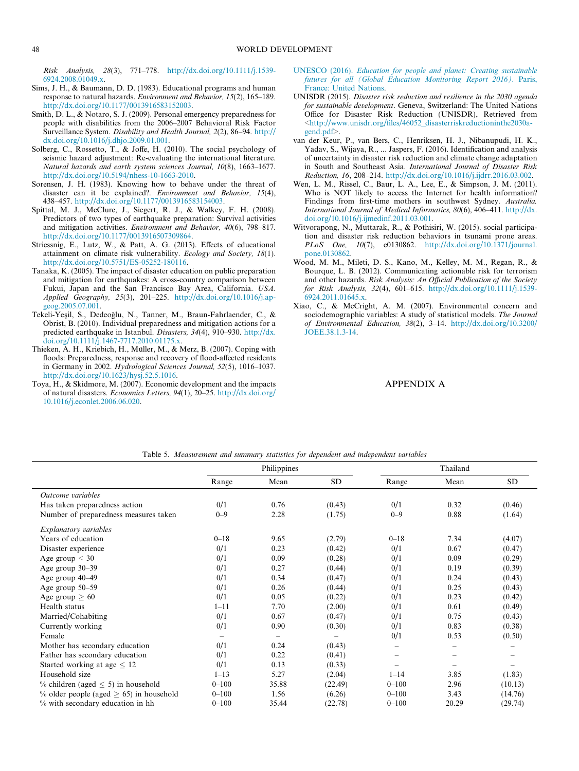*Risk Analysis, 28*(3), 771–778. http://dx.doi.org/10.1111/j.1539-6924.2008.01049.x.

Sims, J. H., & Baumann, D. D. (1983). Educational programs and human response to natural hazards. *Environment and Behavior, 15*(2), 165–189. http://dx.doi.org/10.1177/0013916583152003.

Smith, D. L., & Notaro, S. J. (2009). Personal emergency preparedness for people with disabilities from the 2006–2007 Behavioral Risk Factor Surveillance System. *Disability and Health Journal, 2*(2), 86–94. http://dx.doi.org/10.1016/j.dhjo.2009.01.001.

Solberg, C., Rossetto, T., & Joffe, H. (2010). The social psychology of seismic hazard adjustment: Re-evaluating the international literature. *Natural hazards and earth system sciences Journal, 10*(8), 1663–1677. http://dx.doi.org/10.5194/nhess-10-1663-2010.

Sorensen, J. H. (1983). Knowing how to behave under the threat of disaster can it be explained?. *Environment and Behavior, 15*(4), 438–457. http://dx.doi.org/10.1177/0013916583154003.

Spittal, M. J., McClure, J., Siegert, R. J., & Walkey, F. H. (2008). Predictors of two types of earthquake preparation: Survival activities and mitigation activities. *Environment and Behavior, 40*(6), 798–817. http://dx.doi.org/10.1177/0013916507309864.

Striessnig, E., Lutz, W., & Patt, A. G. (2013). Effects of educational attainment on climate risk vulnerability. *Ecology and Society, 18*(1). http://dx.doi.org/10.5751/ES-05252-180116.

Tanaka, K. (2005). The impact of disaster education on public preparation and mitigation for earthquakes: A cross-country comparison between Fukui, Japan and the San Francisco Bay Area, California. *USA. Applied Geography, 25*(3), 201–225. http://dx.doi.org/10.1016/j.apgeog.2005.07.001.

Tekeli-Yeşil, S., Dedeoğlu, N., Tanner, M., Braun-Fahrlaender, C., & Obrist, B. (2010). Individual preparedness and mitigation actions for a predicted earthquake in Istanbul. *Disasters, 34*(4), 910–930. http://dx.doi.org/10.1111/j.1467-7717.2010.01175.x.

Thieken, A. H., Kriebich, H., Müller, M., & Merz, B. (2007). Coping with floods: Preparedness, response and recovery of flood-affected residents in Germany in 2002. *Hydrological Sciences Journal, 52*(5), 1016–1037. http://dx.doi.org/10.1623/hysj.52.5.1016.

Toya, H., & Skidmore, M. (2007). Economic development and the impacts of natural disasters. *Economics Letters, 94*(1), 20–25. http://dx.doi.org/10.1016/j.econlet.2006.06.020.

UNESCO (2016). *Education for people and planet: Creating sustainable futures for all (Global Education Monitoring Report 2016)*. Paris, France: United Nations.

UNISDR (2015). *Disaster risk reduction and resilience in the 2030 agenda for sustainable development*. Geneva, Switzerland: The United Nations Office for Disaster Risk Reduction (UNISDR), Retrieved from <http://www.unisdr.org/files/46052_disasterriskreductioninthe2030agend.pdf>.

van der Keur, P., van Bers, C., Henriksen, H. J., Nibanupudi, H. K., Yadav, S., Wijaya, R., ... Jaspers, F. (2016). Identification and analysis of uncertainty in disaster risk reduction and climate change adaptation in South and Southeast Asia. *International Journal of Disaster Risk Reduction, 16*, 208–214. http://dx.doi.org/10.1016/j.ijdrr.2016.03.002.

Wen, L. M., Rissel, C., Baur, L. A., Lee, E., & Simpson, J. M. (2011). Who is NOT likely to access the Internet for health information? Findings from first-time mothers in southwest Sydney. *Australia. International Journal of Medical Informatics, 80*(6), 406–411. http://dx.doi.org/10.1016/j.ijmedinf.2011.03.001.

Witvorapong, N., Muttarak, R., & Pothisiri, W. (2015). social participation and disaster risk reduction behaviors in tsunami prone areas. *PLoS One, 10*(7), e0130862. http://dx.doi.org/10.1371/journal.pone.0130862.

Wood, M. M., Mileti, D. S., Kano, M., Kelley, M. M., Regan, R., & Bourque, L. B. (2012). Communicating actionable risk for terrorism and other hazards. *Risk Analysis: An Official Publication of the Society for Risk Analysis, 32*(4), 601–615. http://dx.doi.org/10.1111/j.1539-6924.2011.01645.x.

Xiao, C., & McCright, A. M. (2007). Environmental concern and sociodemographic variables: A study of statistical models. *The Journal of Environmental Education, 38*(2), 3–14. http://dx.doi.org/10.3200/JOEE.38.1.3-14.

## APPENDIX A

Table 5. *Measurement and summary statistics for dependent and independent variables*

| | Philippines | | | Thailand | | |
|---|---|---|---|---|---|---|
| | Range | Mean | SD | Range | Mean | SD |
| *Outcome variables* | | | | | | |
| Has taken preparedness action | 0/1 | 0.76 | (0.43) | 0/1 | 0.32 | (0.46) |
| Number of preparedness measures taken | 0–9 | 2.28 | (1.75) | 0–9 | 0.88 | (1.64) |
| *Explanatory variables* | | | | | | |
| Years of education | 0–18 | 9.65 | (2.79) | 0–18 | 7.34 | (4.07) |
| Disaster experience | 0/1 | 0.23 | (0.42) | 0/1 | 0.67 | (0.47) |
| Age group < 30 | 0/1 | 0.09 | (0.28) | 0/1 | 0.09 | (0.29) |
| Age group 30–39 | 0/1 | 0.27 | (0.44) | 0/1 | 0.19 | (0.39) |
| Age group 40–49 | 0/1 | 0.34 | (0.47) | 0/1 | 0.24 | (0.43) |
| Age group 50–59 | 0/1 | 0.26 | (0.44) | 0/1 | 0.25 | (0.43) |
| Age group ≥ 60 | 0/1 | 0.05 | (0.22) | 0/1 | 0.23 | (0.42) |
| Health status | 1–11 | 7.70 | (2.00) | 0/1 | 0.61 | (0.49) |
| Married/Cohabiting | 0/1 | 0.67 | (0.47) | 0/1 | 0.75 | (0.43) |
| Currently working | 0/1 | 0.90 | (0.30) | 0/1 | 0.83 | (0.38) |
| Female | – | – | – | 0/1 | 0.53 | (0.50) |
| Mother has secondary education | 0/1 | 0.24 | (0.43) | – | – | – |
| Father has secondary education | 0/1 | 0.22 | (0.41) | – | – | – |
| Started working at age ≤ 12 | 0/1 | 0.13 | (0.33) | – | – | – |
| Household size | 1–13 | 5.27 | (2.04) | 1–14 | 3.85 | (1.83) |
| % children (aged ≤ 5) in household | 0–100 | 35.88 | (22.49) | 0–100 | 2.96 | (10.13) |
| % older people (aged ≥ 65) in household | 0–100 | 1.56 | (6.26) | 0–100 | 3.43 | (14.76) |
| % with secondary education in hh | 0–100 | 35.44 | (22.78) | 0–100 | 20.29 | (29.74) |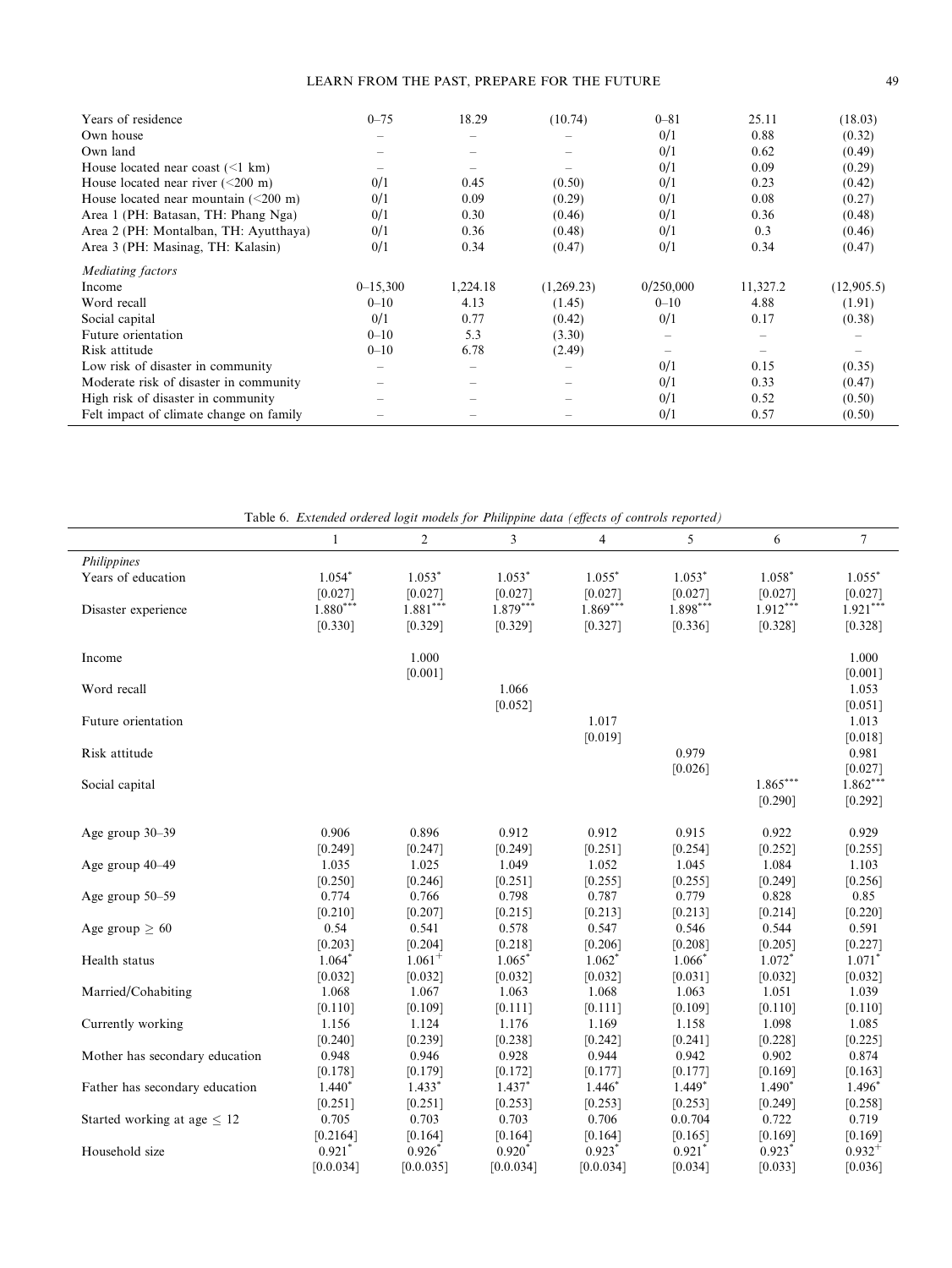| | | | | | | |
|---|---|---|---|---|---|---|
| Years of residence | 0–75 | 18.29 | (10.74) | 0–81 | 25.11 | (18.03) |
| Own house | – | – | – | 0/1 | 0.88 | (0.32) |
| Own land | – | – | – | 0/1 | 0.62 | (0.49) |
| House located near coast (<1 km) | – | – | – | 0/1 | 0.09 | (0.29) |
| House located near river (<200 m) | 0/1 | 0.45 | (0.50) | 0/1 | 0.23 | (0.42) |
| House located near mountain (<200 m) | 0/1 | 0.09 | (0.29) | 0/1 | 0.08 | (0.27) |
| Area 1 (PH: Batasan, TH: Phang Nga) | 0/1 | 0.30 | (0.46) | 0/1 | 0.36 | (0.48) |
| Area 2 (PH: Montalban, TH: Ayutthaya) | 0/1 | 0.36 | (0.48) | 0/1 | 0.3 | (0.46) |
| Area 3 (PH: Masinag, TH: Kalasin) | 0/1 | 0.34 | (0.47) | 0/1 | 0.34 | (0.47) |
| *Mediating factors* | | | | | | |
| Income | 0–15,300 | 1,224.18 | (1,269.23) | 0/250,000 | 11,327.2 | (12,905.5) |
| Word recall | 0–10 | 4.13 | (1.45) | 0–10 | 4.88 | (1.91) |
| Social capital | 0/1 | 0.77 | (0.42) | 0/1 | 0.17 | (0.38) |
| Future orientation | 0–10 | 5.3 | (3.30) | – | – | – |
| Risk attitude | 0–10 | 6.78 | (2.49) | – | – | – |
| Low risk of disaster in community | – | – | – | 0/1 | 0.15 | (0.35) |
| Moderate risk of disaster in community | – | – | – | 0/1 | 0.33 | (0.47) |
| High risk of disaster in community | – | – | – | 0/1 | 0.52 | (0.50) |
| Felt impact of climate change on family | – | – | – | 0/1 | 0.57 | (0.50) |

Table 6. *Extended ordered logit models for Philippine data (effects of controls reported)*

| | 1 | 2 | 3 | 4 | 5 | 6 | 7 |
|---|---|---|---|---|---|---|---|
| *Philippines* | | | | | | | |
| Years of education | 1.054* | 1.053* | 1.053* | 1.055* | 1.053* | 1.058* | 1.055* |
| | [0.027] | [0.027] | [0.027] | [0.027] | [0.027] | [0.027] | [0.027] |
| Disaster experience | 1.880*** | 1.881*** | 1.879*** | 1.869*** | 1.898*** | 1.912*** | 1.921*** |
| | [0.330] | [0.329] | [0.329] | [0.327] | [0.336] | [0.328] | [0.328] |
| Income | | 1.000 | | | | | 1.000 |
| | | [0.001] | | | | | [0.001] |
| Word recall | | | 1.066 | | | | 1.053 |
| | | | [0.052] | | | | [0.051] |
| Future orientation | | | | 1.017 | | | 1.013 |
| | | | | [0.019] | | | [0.018] |
| Risk attitude | | | | | 0.979 | | 0.981 |
| | | | | | [0.026] | | [0.027] |
| Social capital | | | | | | 1.865*** | 1.862*** |
| | | | | | | [0.290] | [0.292] |
| Age group 30–39 | 0.906 | 0.896 | 0.912 | 0.912 | 0.915 | 0.922 | 0.929 |
| | [0.249] | [0.247] | [0.249] | [0.251] | [0.254] | [0.252] | [0.255] |
| Age group 40–49 | 1.035 | 1.025 | 1.049 | 1.052 | 1.045 | 1.084 | 1.103 |
| | [0.250] | [0.246] | [0.251] | [0.255] | [0.255] | [0.249] | [0.256] |
| Age group 50–59 | 0.774 | 0.766 | 0.798 | 0.787 | 0.779 | 0.828 | 0.85 |
| | [0.210] | [0.207] | [0.215] | [0.213] | [0.213] | [0.214] | [0.220] |
| Age group ≥ 60 | 0.54 | 0.541 | 0.578 | 0.547 | 0.546 | 0.544 | 0.591 |
| | [0.203] | [0.204] | [0.218] | [0.206] | [0.208] | [0.205] | [0.227] |
| Health status | 1.064* | 1.061+ | 1.065* | 1.062* | 1.066* | 1.072* | 1.071* |
| | [0.032] | [0.032] | [0.032] | [0.032] | [0.031] | [0.032] | [0.032] |
| Married/Cohabiting | 1.068 | 1.067 | 1.063 | 1.068 | 1.063 | 1.051 | 1.039 |
| | [0.110] | [0.109] | [0.111] | [0.111] | [0.109] | [0.110] | [0.110] |
| Currently working | 1.156 | 1.124 | 1.176 | 1.169 | 1.158 | 1.098 | 1.085 |
| | [0.240] | [0.239] | [0.238] | [0.242] | [0.241] | [0.228] | [0.225] |
| Mother has secondary education | 0.948 | 0.946 | 0.928 | 0.944 | 0.942 | 0.902 | 0.874 |
| | [0.178] | [0.179] | [0.172] | [0.177] | [0.177] | [0.169] | [0.163] |
| Father has secondary education | 1.440* | 1.433* | 1.437* | 1.446* | 1.449* | 1.490* | 1.496* |
| | [0.251] | [0.251] | [0.253] | [0.253] | [0.253] | [0.249] | [0.258] |
| Started working at age ≤ 12 | 0.705 | 0.703 | 0.703 | 0.706 | 0.0.704 | 0.722 | 0.719 |
| | [0.2164] | [0.164] | [0.164] | [0.164] | [0.165] | [0.169] | [0.169] |
| Household size | 0.921* | 0.926* | 0.920* | 0.923* | 0.921* | 0.923* | 0.932+ |
| | [0.0.034] | [0.0.035] | [0.0.034] | [0.0.034] | [0.034] | [0.033] | [0.036] |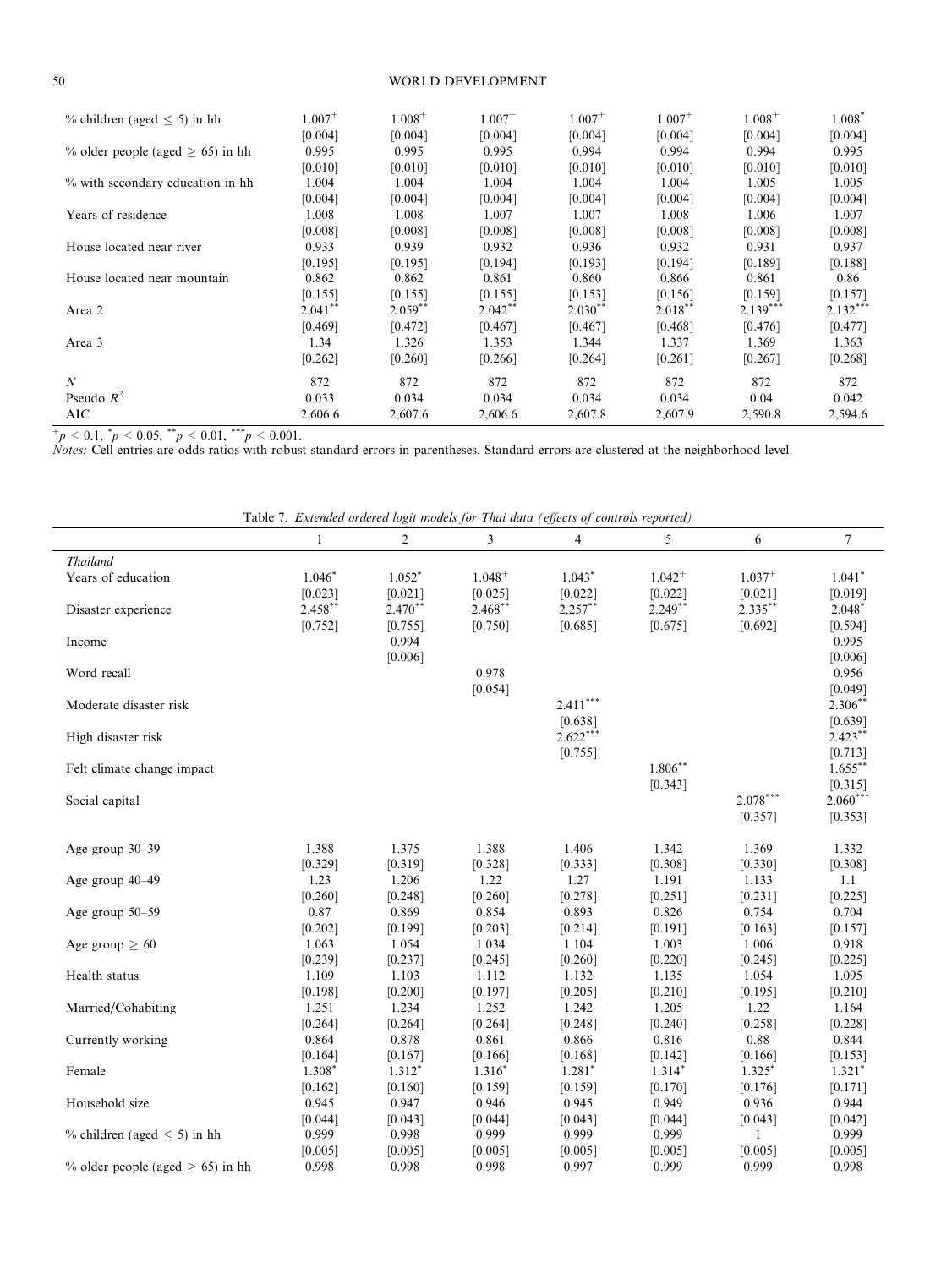| | | | | | | | |
|---|---|---|---|---|---|---|---|
| % children (aged ≤ 5) in hh | 1.007$^{+}$ | 1.008$^{+}$ | 1.007$^{+}$ | 1.007$^{+}$ | 1.007$^{+}$ | 1.008$^{+}$ | 1.008$^{*}$ |
| | [0.004] | [0.004] | [0.004] | [0.004] | [0.004] | [0.004] | [0.004] |
| % older people (aged ≥ 65) in hh | 0.995 | 0.995 | 0.995 | 0.994 | 0.994 | 0.994 | 0.995 |
| | [0.010] | [0.010] | [0.010] | [0.010] | [0.010] | [0.010] | [0.010] |
| % with secondary education in hh | 1.004 | 1.004 | 1.004 | 1.004 | 1.004 | 1.005 | 1.005 |
| | [0.004] | [0.004] | [0.004] | [0.004] | [0.004] | [0.004] | [0.004] |
| Years of residence | 1.008 | 1.008 | 1.007 | 1.007 | 1.008 | 1.006 | 1.007 |
| | [0.008] | [0.008] | [0.008] | [0.008] | [0.008] | [0.008] | [0.008] |
| House located near river | 0.933 | 0.939 | 0.932 | 0.936 | 0.932 | 0.931 | 0.937 |
| | [0.195] | [0.195] | [0.194] | [0.193] | [0.194] | [0.189] | [0.188] |
| House located near mountain | 0.862 | 0.862 | 0.861 | 0.860 | 0.866 | 0.861 | 0.86 |
| | [0.155] | [0.155] | [0.155] | [0.153] | [0.156] | [0.159] | [0.157] |
| Area 2 | 2.041$^{**}$ | 2.059$^{**}$ | 2.042$^{**}$ | 2.030$^{**}$ | 2.018$^{**}$ | 2.139$^{***}$ | 2.132$^{***}$ |
| | [0.469] | [0.472] | [0.467] | [0.467] | [0.468] | [0.476] | [0.477] |
| Area 3 | 1.34 | 1.326 | 1.353 | 1.344 | 1.337 | 1.369 | 1.363 |
| | [0.262] | [0.260] | [0.266] | [0.264] | [0.261] | [0.267] | [0.268] |
| $N$ | 872 | 872 | 872 | 872 | 872 | 872 | 872 |
| Pseudo $R^2$ | 0.033 | 0.034 | 0.034 | 0.034 | 0.034 | 0.04 | 0.042 |
| AIC | 2,606.6 | 2,607.6 | 2,606.6 | 2,607.8 | 2,607.9 | 2,590.8 | 2,594.6 |

$^{+}p < 0.1$, $^{*}p < 0.05$, $^{**}p < 0.01$, $^{***}p < 0.001$.

*Notes:* Cell entries are odds ratios with robust standard errors in parentheses. Standard errors are clustered at the neighborhood level.

Table 7. *Extended ordered logit models for Thai data (effects of controls reported)*

| | 1 | 2 | 3 | 4 | 5 | 6 | 7 |
|---|---|---|---|---|---|---|---|
| *Thailand* | | | | | | | |
| Years of education | 1.046$^{*}$ | 1.052$^{*}$ | 1.048$^{+}$ | 1.043$^{*}$ | 1.042$^{+}$ | 1.037$^{+}$ | 1.041$^{*}$ |
| | [0.023] | [0.021] | [0.025] | [0.022] | [0.022] | [0.021] | [0.019] |
| Disaster experience | 2.458$^{**}$ | 2.470$^{**}$ | 2.468$^{**}$ | 2.257$^{**}$ | 2.249$^{**}$ | 2.335$^{**}$ | 2.048$^{*}$ |
| | [0.752] | [0.755] | [0.750] | [0.685] | [0.675] | [0.692] | [0.594] |
| Income | | 0.994 | | | | | 0.995 |
| | | [0.006] | | | | | [0.006] |
| Word recall | | | 0.978 | | | | 0.956 |
| | | | [0.054] | | | | [0.049] |
| Moderate disaster risk | | | | 2.411$^{***}$ | | | 2.306$^{**}$ |
| | | | | [0.638] | | | [0.639] |
| High disaster risk | | | | 2.622$^{***}$ | | | 2.423$^{**}$ |
| | | | | [0.755] | | | [0.713] |
| Felt climate change impact | | | | | 1.806$^{**}$ | | 1.655$^{**}$ |
| | | | | | [0.343] | | [0.315] |
| Social capital | | | | | | 2.078$^{***}$ | 2.060$^{***}$ |
| | | | | | | [0.357] | [0.353] |
| Age group 30–39 | 1.388 | 1.375 | 1.388 | 1.406 | 1.342 | 1.369 | 1.332 |
| | [0.329] | [0.319] | [0.328] | [0.333] | [0.308] | [0.330] | [0.308] |
| Age group 40–49 | 1.23 | 1.206 | 1.22 | 1.27 | 1.191 | 1.133 | 1.1 |
| | [0.260] | [0.248] | [0.260] | [0.278] | [0.251] | [0.231] | [0.225] |
| Age group 50–59 | 0.87 | 0.869 | 0.854 | 0.893 | 0.826 | 0.754 | 0.704 |
| | [0.202] | [0.199] | [0.203] | [0.214] | [0.191] | [0.163] | [0.157] |
| Age group ≥ 60 | 1.063 | 1.054 | 1.034 | 1.104 | 1.003 | 1.006 | 0.918 |
| | [0.239] | [0.237] | [0.245] | [0.260] | [0.220] | [0.245] | [0.225] |
| Health status | 1.109 | 1.103 | 1.112 | 1.132 | 1.135 | 1.054 | 1.095 |
| | [0.198] | [0.200] | [0.197] | [0.205] | [0.210] | [0.195] | [0.210] |
| Married/Cohabiting | 1.251 | 1.234 | 1.252 | 1.242 | 1.205 | 1.22 | 1.164 |
| | [0.264] | [0.264] | [0.264] | [0.248] | [0.240] | [0.258] | [0.228] |
| Currently working | 0.864 | 0.878 | 0.861 | 0.866 | 0.816 | 0.88 | 0.844 |
| | [0.164] | [0.167] | [0.166] | [0.168] | [0.142] | [0.166] | [0.153] |
| Female | 1.308$^{*}$ | 1.312$^{*}$ | 1.316$^{*}$ | 1.281$^{*}$ | 1.314$^{*}$ | 1.325$^{*}$ | 1.321$^{*}$ |
| | [0.162] | [0.160] | [0.159] | [0.159] | [0.170] | [0.176] | [0.171] |
| Household size | 0.945 | 0.947 | 0.946 | 0.945 | 0.949 | 0.936 | 0.944 |
| | [0.044] | [0.043] | [0.044] | [0.043] | [0.044] | [0.043] | [0.042] |
| % children (aged ≤ 5) in hh | 0.999 | 0.998 | 0.999 | 0.999 | 0.999 | 1 | 0.999 |
| | [0.005] | [0.005] | [0.005] | [0.005] | [0.005] | [0.005] | [0.005] |
| % older people (aged ≥ 65) in hh | 0.998 | 0.998 | 0.998 | 0.997 | 0.999 | 0.999 | 0.998 |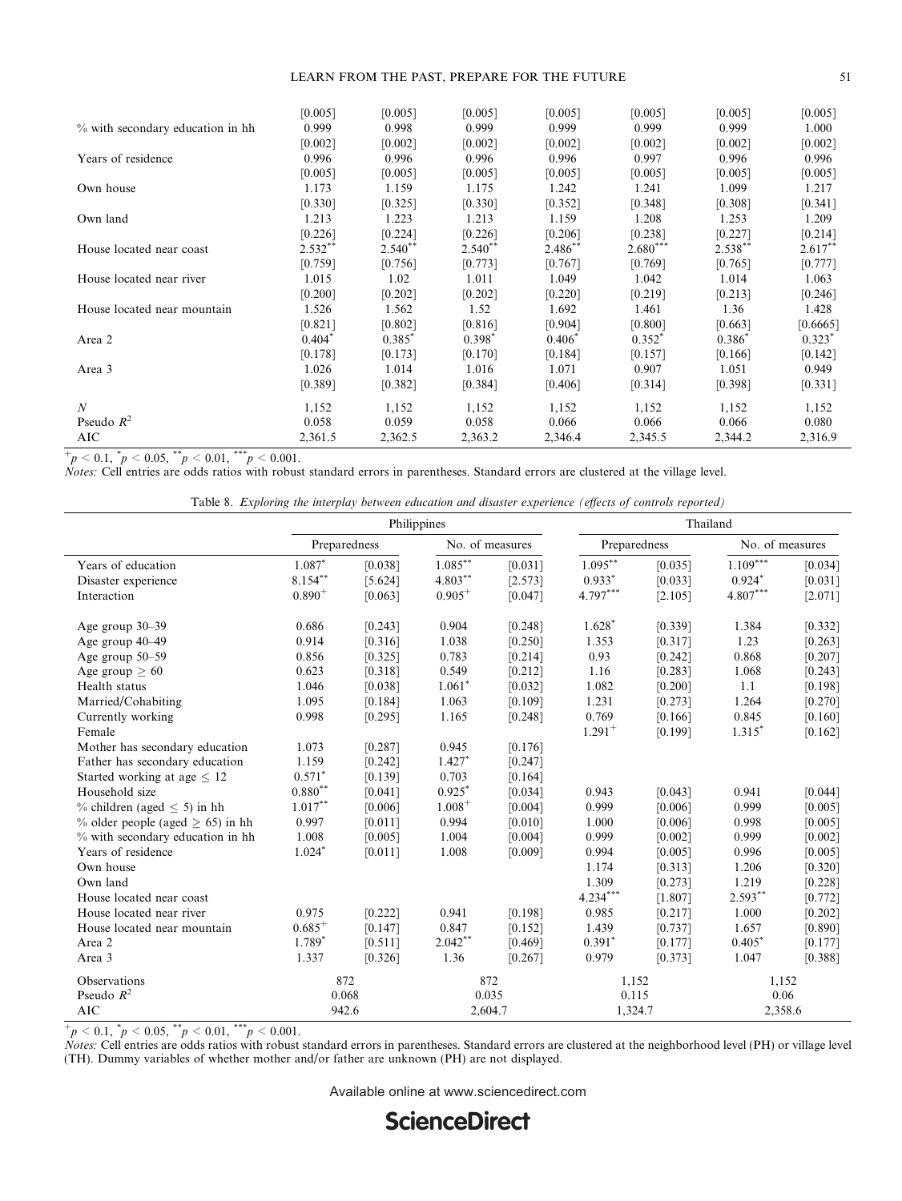| | | | | | | | |
|---|---|---|---|---|---|---|---|
| | [0.005] | [0.005] | [0.005] | [0.005] | [0.005] | [0.005] | [0.005] |
| % with secondary education in hh | 0.999 | 0.998 | 0.999 | 0.999 | 0.999 | 0.999 | 1.000 |
| | [0.002] | [0.002] | [0.002] | [0.002] | [0.002] | [0.002] | [0.002] |
| Years of residence | 0.996 | 0.996 | 0.996 | 0.996 | 0.997 | 0.996 | 0.996 |
| | [0.005] | [0.005] | [0.005] | [0.005] | [0.005] | [0.005] | [0.005] |
| Own house | 1.173 | 1.159 | 1.175 | 1.242 | 1.241 | 1.099 | 1.217 |
| | [0.330] | [0.325] | [0.330] | [0.352] | [0.348] | [0.308] | [0.341] |
| Own land | 1.213 | 1.223 | 1.213 | 1.159 | 1.208 | 1.253 | 1.209 |
| | [0.226] | [0.224] | [0.226] | [0.206] | [0.238] | [0.227] | [0.214] |
| House located near coast | 2.532** | 2.540** | 2.540** | 2.486** | 2.680*** | 2.538** | 2.617** |
| | [0.759] | [0.756] | [0.773] | [0.767] | [0.769] | [0.765] | [0.777] |
| House located near river | 1.015 | 1.02 | 1.011 | 1.049 | 1.042 | 1.014 | 1.063 |
| | [0.200] | [0.202] | [0.202] | [0.220] | [0.219] | [0.213] | [0.246] |
| House located near mountain | 1.526 | 1.562 | 1.52 | 1.692 | 1.461 | 1.36 | 1.428 |
| | [0.821] | [0.802] | [0.816] | [0.904] | [0.800] | [0.663] | [0.6665] |
| Area 2 | 0.404* | 0.385* | 0.398* | 0.406* | 0.352* | 0.386* | 0.323* |
| | [0.178] | [0.173] | [0.170] | [0.184] | [0.157] | [0.166] | [0.142] |
| Area 3 | 1.026 | 1.014 | 1.016 | 1.071 | 0.907 | 1.051 | 0.949 |
| | [0.389] | [0.382] | [0.384] | [0.406] | [0.314] | [0.398] | [0.331] |
| $N$ | 1,152 | 1,152 | 1,152 | 1,152 | 1,152 | 1,152 | 1,152 |
| Pseudo $R^2$ | 0.058 | 0.059 | 0.058 | 0.066 | 0.066 | 0.066 | 0.080 |
| AIC | 2,361.5 | 2,362.5 | 2,363.2 | 2,346.4 | 2,345.5 | 2,344.2 | 2,316.9 |

$^{+}p < 0.1$, $^{*}p < 0.05$, $^{**}p < 0.01$, $^{***}p < 0.001$.

*Notes:* Cell entries are odds ratios with robust standard errors in parentheses. Standard errors are clustered at the village level.

Table 8. *Exploring the interplay between education and disaster experience (effects of controls reported)*

| | Philippines | | | | Thailand | | | |
|---|---|---|---|---|---|---|---|---|
| | Preparedness | | No. of measures | | Preparedness | | No. of measures | |
| Years of education | 1.087* | [0.038] | 1.085** | [0.031] | 1.095** | [0.035] | 1.109*** | [0.034] |
| Disaster experience | 8.154** | [5.624] | 4.803** | [2.573] | 0.933* | [0.033] | 0.924* | [0.031] |
| Interaction | 0.890+ | [0.063] | 0.905+ | [0.047] | 4.797*** | [2.105] | 4.807*** | [2.071] |
| Age group 30–39 | 0.686 | [0.243] | 0.904 | [0.248] | 1.628* | [0.339] | 1.384 | [0.332] |
| Age group 40–49 | 0.914 | [0.316] | 1.038 | [0.250] | 1.353 | [0.317] | 1.23 | [0.263] |
| Age group 50–59 | 0.856 | [0.325] | 0.783 | [0.214] | 0.93 | [0.242] | 0.868 | [0.207] |
| Age group $\geq$ 60 | 0.623 | [0.318] | 0.549 | [0.212] | 1.16 | [0.283] | 1.068 | [0.243] |
| Health status | 1.046 | [0.038] | 1.061* | [0.032] | 1.082 | [0.200] | 1.1 | [0.198] |
| Married/Cohabiting | 1.095 | [0.184] | 1.063 | [0.109] | 1.231 | [0.273] | 1.264 | [0.270] |
| Currently working | 0.998 | [0.295] | 1.165 | [0.248] | 0.769 | [0.166] | 0.845 | [0.160] |
| Female | | | | | 1.291+ | [0.199] | 1.315* | [0.162] |
| Mother has secondary education | 1.073 | [0.287] | 0.945 | [0.176] | | | | |
| Father has secondary education | 1.159 | [0.242] | 1.427* | [0.247] | | | | |
| Started working at age $\leq$ 12 | 0.571* | [0.139] | 0.703 | [0.164] | | | | |
| Household size | 0.880** | [0.041] | 0.925* | [0.034] | 0.943 | [0.043] | 0.941 | [0.044] |
| % children (aged $\leq$ 5) in hh | 1.017** | [0.006] | 1.008+ | [0.004] | 0.999 | [0.006] | 0.999 | [0.005] |
| % older people (aged $\geq$ 65) in hh | 0.997 | [0.011] | 0.994 | [0.010] | 1.000 | [0.006] | 0.998 | [0.005] |
| % with secondary education in hh | 1.008 | [0.005] | 1.004 | [0.004] | 0.999 | [0.002] | 0.999 | [0.002] |
| Years of residence | 1.024* | [0.011] | 1.008 | [0.009] | 0.994 | [0.005] | 0.996 | [0.005] |
| Own house | | | | | 1.174 | [0.313] | 1.206 | [0.320] |
| Own land | | | | | 1.309 | [0.273] | 1.219 | [0.228] |
| House located near coast | | | | | 4.234*** | [1.807] | 2.593** | [0.772] |
| House located near river | 0.975 | [0.222] | 0.941 | [0.198] | 0.985 | [0.217] | 1.000 | [0.202] |
| House located near mountain | 0.685+ | [0.147] | 0.847 | [0.152] | 1.439 | [0.737] | 1.657 | [0.890] |
| Area 2 | 1.789* | [0.511] | 2.042** | [0.469] | 0.391* | [0.177] | 0.405* | [0.177] |
| Area 3 | 1.337 | [0.326] | 1.36 | [0.267] | 0.979 | [0.373] | 1.047 | [0.388] |
| Observations | 872 | | 872 | | 1,152 | | 1,152 | |
| Pseudo $R^2$ | 0.068 | | 0.035 | | 0.115 | | 0.06 | |
| AIC | 942.6 | | 2,604.7 | | 1,324.7 | | 2,358.6 | |

$^{+}p < 0.1$, $^{*}p < 0.05$, $^{**}p < 0.01$, $^{***}p < 0.001$.

*Notes:* Cell entries are odds ratios with robust standard errors in parentheses. Standard errors are clustered at the neighborhood level (PH) or village level (TH). Dummy variables of whether mother and/or father are unknown (PH) are not displayed.

Available online at www.sciencedirect.com

**ScienceDirect**